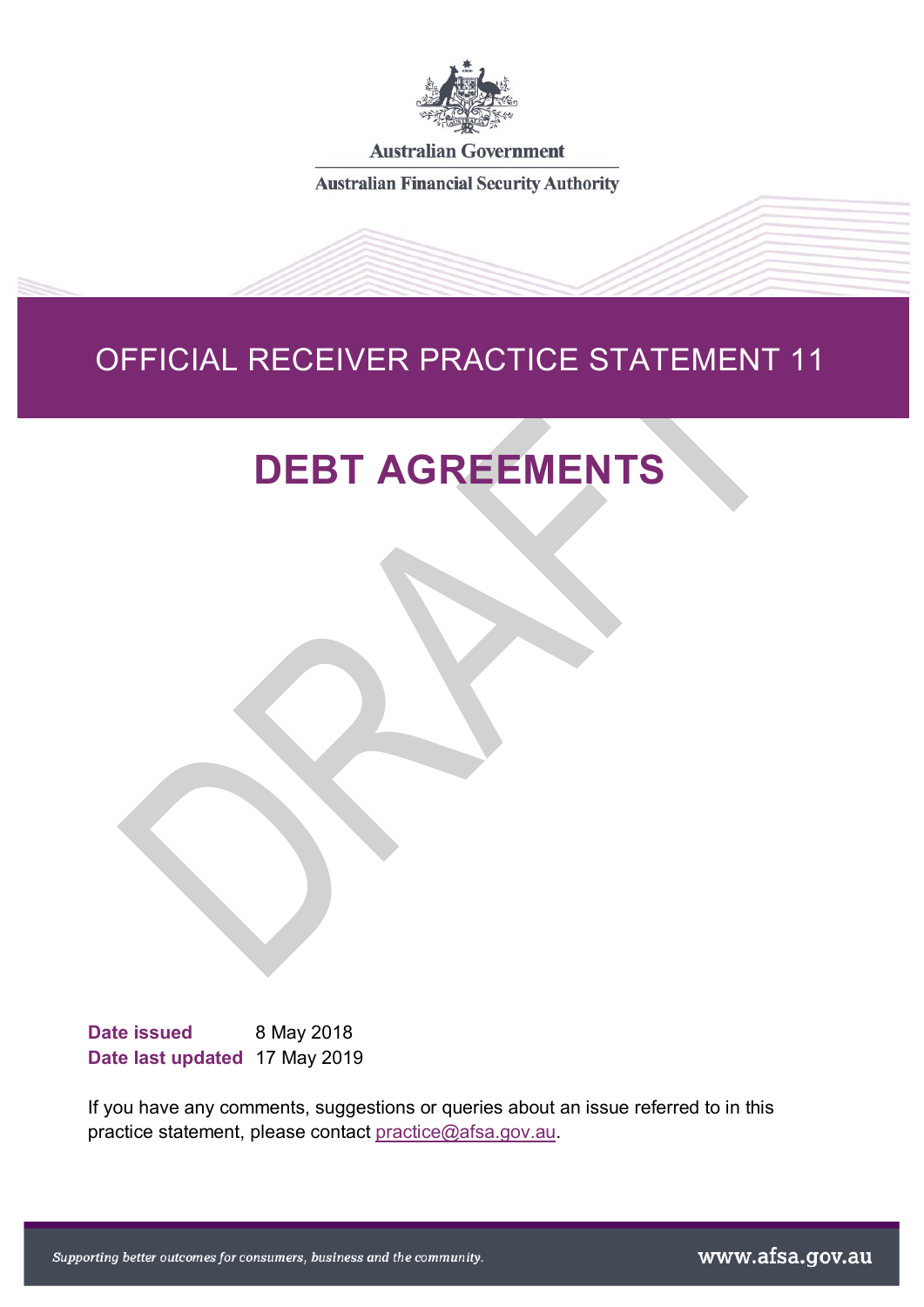Australian Government

Australian Financial Security Authority

# OFFICIAL RECEIVER PRACTICE STATEMENT 11

# DEBT AGREEMENTS

DRAFT

**Date issued** 8 May 2018
**Date last updated** 17 May 2019

If you have any comments, suggestions or queries about an issue referred to in this practice statement, please contact practice@afsa.gov.au.

*Supporting better outcomes for consumers, business and the community.*

www.afsa.gov.au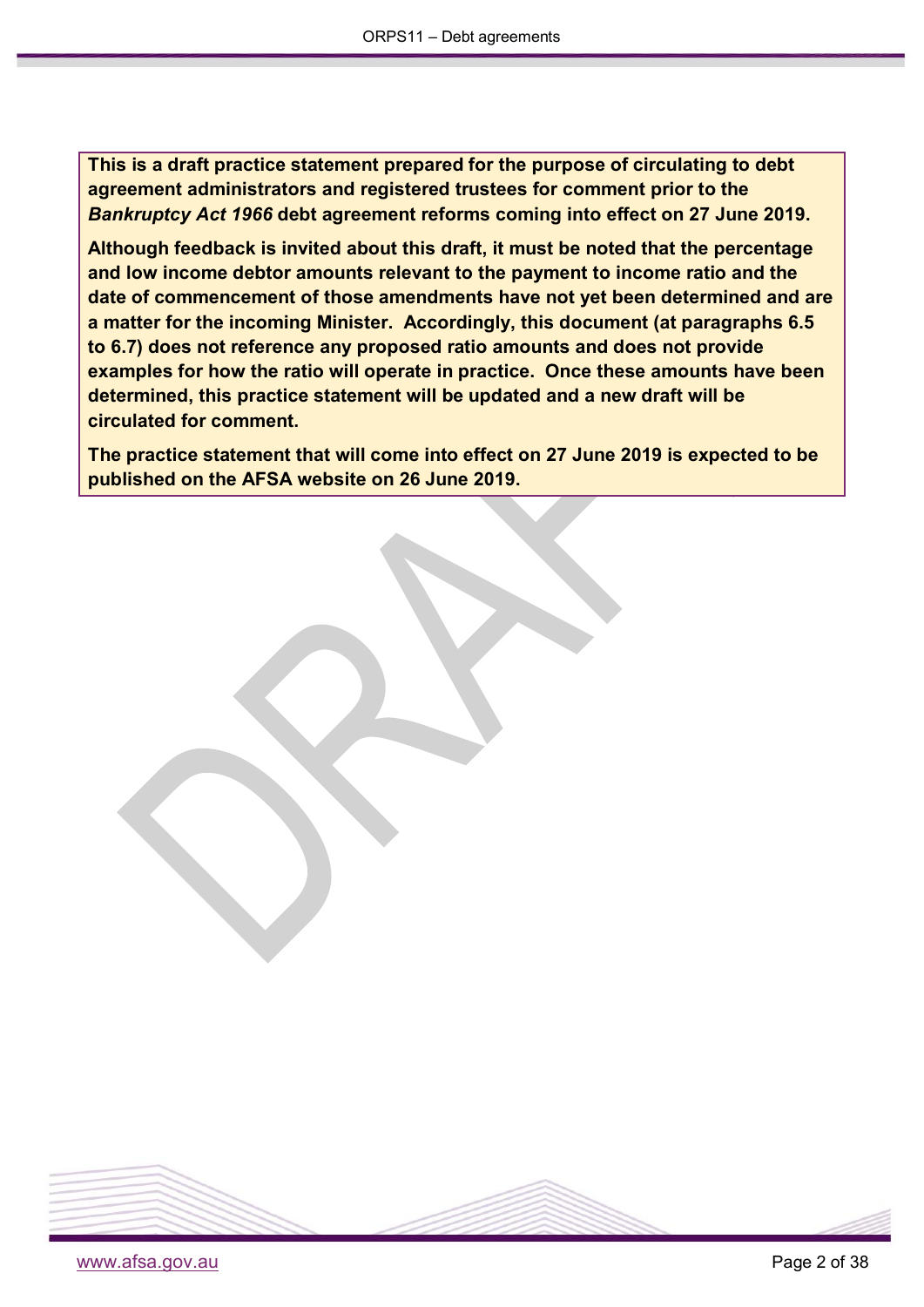**This is a draft practice statement prepared for the purpose of circulating to debt agreement administrators and registered trustees for comment prior to the *Bankruptcy Act 1966* debt agreement reforms coming into effect on 27 June 2019.**

**Although feedback is invited about this draft, it must be noted that the percentage and low income debtor amounts relevant to the payment to income ratio and the date of commencement of those amendments have not yet been determined and are a matter for the incoming Minister. Accordingly, this document (at paragraphs 6.5 to 6.7) does not reference any proposed ratio amounts and does not provide examples for how the ratio will operate in practice. Once these amounts have been determined, this practice statement will be updated and a new draft will be circulated for comment.**

**The practice statement that will come into effect on 27 June 2019 is expected to be published on the AFSA website on 26 June 2019.**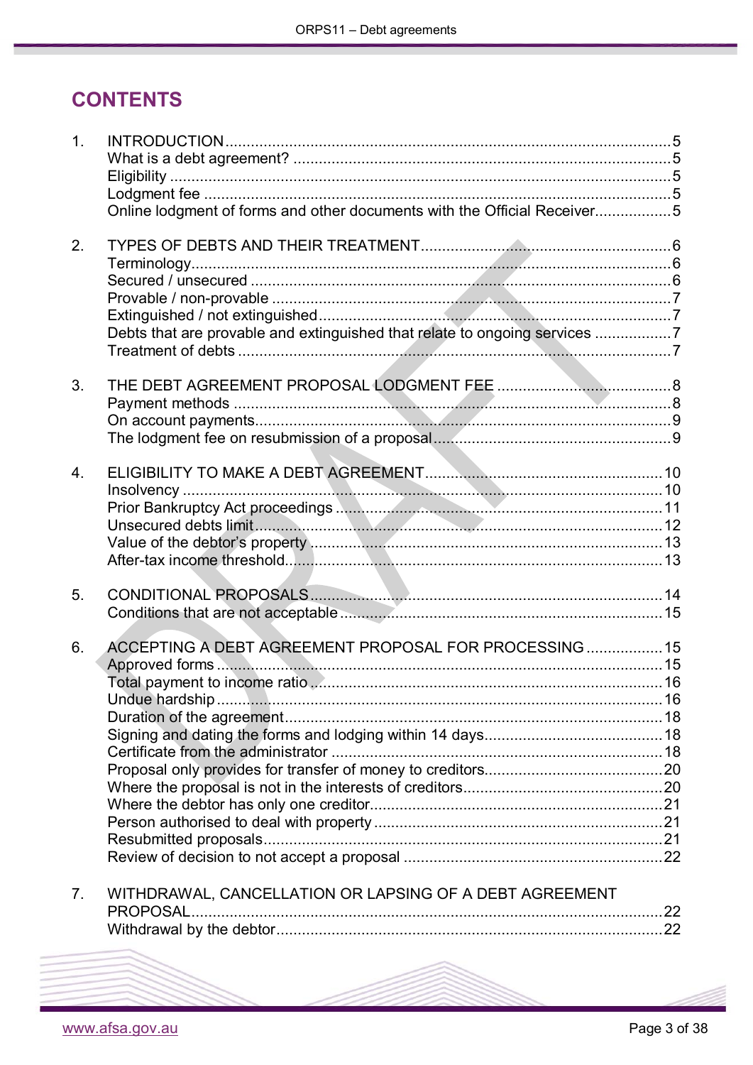# CONTENTS

1. INTRODUCTION ........................................................................................................ 5
   - What is a debt agreement? ......................................................................................... 5
   - Eligibility ..................................................................................................................... 5
   - Lodgment fee ............................................................................................................. 5
   - Online lodgment of forms and other documents with the Official Receiver.................. 5

2. TYPES OF DEBTS AND THEIR TREATMENT ........................................................... 6
   - Terminology................................................................................................................ 6
   - Secured / unsecured ................................................................................................... 6
   - Provable / non-provable .............................................................................................. 7
   - Extinguished / not extinguished................................................................................... 7
   - Debts that are provable and extinguished that relate to ongoing services .................. 7
   - Treatment of debts ...................................................................................................... 7

3. THE DEBT AGREEMENT PROPOSAL LODGMENT FEE .......................................... 8
   - Payment methods ....................................................................................................... 8
   - On account payments.................................................................................................. 9
   - The lodgment fee on resubmission of a proposal........................................................ 9

4. ELIGIBILITY TO MAKE A DEBT AGREEMENT........................................................ 10
   - Insolvency ................................................................................................................. 10
   - Prior Bankruptcy Act proceedings ............................................................................. 11
   - Unsecured debts limit................................................................................................ 12
   - Value of the debtor's property ................................................................................... 13
   - After-tax income threshold......................................................................................... 13

5. CONDITIONAL PROPOSALS.................................................................................... 14
   - Conditions that are not acceptable ............................................................................ 15

6. ACCEPTING A DEBT AGREEMENT PROPOSAL FOR PROCESSING .................. 15
   - Approved forms ......................................................................................................... 15
   - Total payment to income ratio ................................................................................... 16
   - Undue hardship ......................................................................................................... 16
   - Duration of the agreement......................................................................................... 18
   - Signing and dating the forms and lodging within 14 days.......................................... 18
   - Certificate from the administrator .............................................................................. 18
   - Proposal only provides for transfer of money to creditors.......................................... 20
   - Where the proposal is not in the interests of creditors............................................... 20
   - Where the debtor has only one creditor..................................................................... 21
   - Person authorised to deal with property .................................................................... 21
   - Resubmitted proposals.............................................................................................. 21
   - Review of decision to not accept a proposal ............................................................. 22

7. WITHDRAWAL, CANCELLATION OR LAPSING OF A DEBT AGREEMENT PROPOSAL.............................................................................................................. 22
   - Withdrawal by the debtor........................................................................................... 22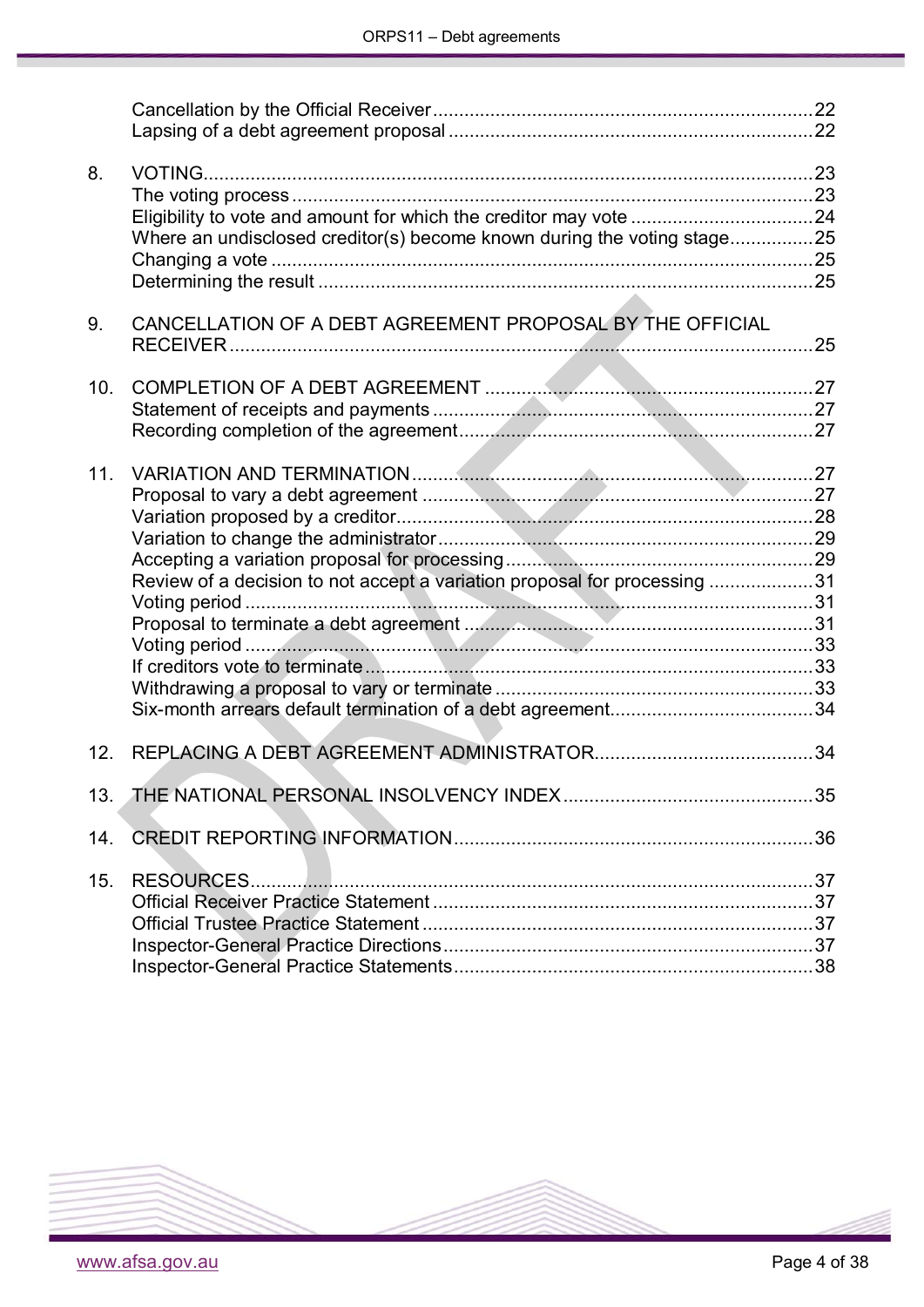Cancellation by the Official Receiver ........................................................................ 22
Lapsing of a debt agreement proposal ...................................................................... 22

8. VOTING ........................................................................................................................ 23
The voting process ..................................................................................................... 23
Eligibility to vote and amount for which the creditor may vote .................................... 24
Where an undisclosed creditor(s) become known during the voting stage ................ 25
Changing a vote ......................................................................................................... 25
Determining the result ................................................................................................ 25

9. CANCELLATION OF A DEBT AGREEMENT PROPOSAL BY THE OFFICIAL RECEIVER ................................................................................................................. 25

10. COMPLETION OF A DEBT AGREEMENT ............................................................... 27
Statement of receipts and payments .......................................................................... 27
Recording completion of the agreement .................................................................... 27

11. VARIATION AND TERMINATION ............................................................................. 27
Proposal to vary a debt agreement ............................................................................ 27
Variation proposed by a creditor ................................................................................. 28
Variation to change the administrator ........................................................................ 29
Accepting a variation proposal for processing ............................................................ 29
Review of a decision to not accept a variation proposal for processing ..................... 31
Voting period ............................................................................................................... 31
Proposal to terminate a debt agreement .................................................................... 31
Voting period ............................................................................................................... 33
If creditors vote to terminate ....................................................................................... 33
Withdrawing a proposal to vary or terminate .............................................................. 33
Six-month arrears default termination of a debt agreement ....................................... 34

12. REPLACING A DEBT AGREEMENT ADMINISTRATOR .......................................... 34

13. THE NATIONAL PERSONAL INSOLVENCY INDEX ................................................ 35

14. CREDIT REPORTING INFORMATION ..................................................................... 36

15. RESOURCES ............................................................................................................. 37
Official Receiver Practice Statement .......................................................................... 37
Official Trustee Practice Statement ............................................................................ 37
Inspector-General Practice Directions ........................................................................ 37
Inspector-General Practice Statements ...................................................................... 38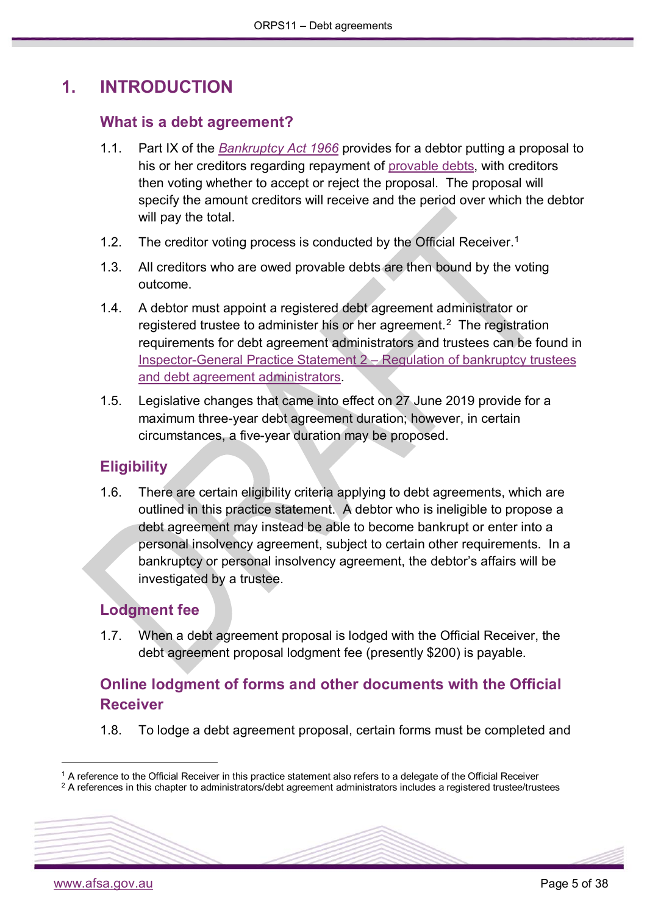# 1. INTRODUCTION

## What is a debt agreement?

1.1. Part IX of the *Bankruptcy Act 1966* provides for a debtor putting a proposal to his or her creditors regarding repayment of provable debts, with creditors then voting whether to accept or reject the proposal. The proposal will specify the amount creditors will receive and the period over which the debtor will pay the total.

1.2. The creditor voting process is conducted by the Official Receiver.[1]

1.3. All creditors who are owed provable debts are then bound by the voting outcome.

1.4. A debtor must appoint a registered debt agreement administrator or registered trustee to administer his or her agreement.[2] The registration requirements for debt agreement administrators and trustees can be found in Inspector-General Practice Statement 2 – Regulation of bankruptcy trustees and debt agreement administrators.

1.5. Legislative changes that came into effect on 27 June 2019 provide for a maximum three-year debt agreement duration; however, in certain circumstances, a five-year duration may be proposed.

## Eligibility

1.6. There are certain eligibility criteria applying to debt agreements, which are outlined in this practice statement. A debtor who is ineligible to propose a debt agreement may instead be able to become bankrupt or enter into a personal insolvency agreement, subject to certain other requirements. In a bankruptcy or personal insolvency agreement, the debtor's affairs will be investigated by a trustee.

## Lodgment fee

1.7. When a debt agreement proposal is lodged with the Official Receiver, the debt agreement proposal lodgment fee (presently $200) is payable.

## Online lodgment of forms and other documents with the Official Receiver

1.8. To lodge a debt agreement proposal, certain forms must be completed and

---

[1] A reference to the Official Receiver in this practice statement also refers to a delegate of the Official Receiver

[2] A references in this chapter to administrators/debt agreement administrators includes a registered trustee/trustees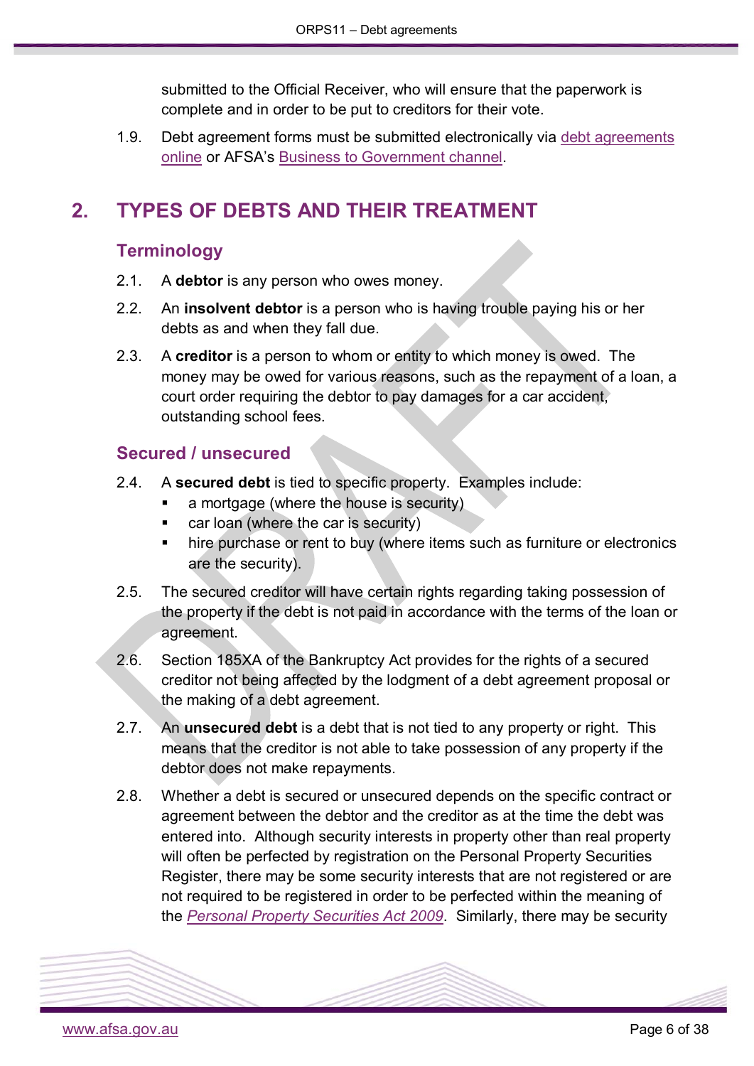submitted to the Official Receiver, who will ensure that the paperwork is complete and in order to be put to creditors for their vote.

1.9. Debt agreement forms must be submitted electronically via debt agreements online or AFSA's Business to Government channel.

# 2. TYPES OF DEBTS AND THEIR TREATMENT

## Terminology

2.1. A **debtor** is any person who owes money.

2.2. An **insolvent debtor** is a person who is having trouble paying his or her debts as and when they fall due.

2.3. A **creditor** is a person to whom or entity to which money is owed. The money may be owed for various reasons, such as the repayment of a loan, a court order requiring the debtor to pay damages for a car accident, outstanding school fees.

## Secured / unsecured

2.4. A **secured debt** is tied to specific property. Examples include:

- a mortgage (where the house is security)
- car loan (where the car is security)
- hire purchase or rent to buy (where items such as furniture or electronics are the security).

2.5. The secured creditor will have certain rights regarding taking possession of the property if the debt is not paid in accordance with the terms of the loan or agreement.

2.6. Section 185XA of the Bankruptcy Act provides for the rights of a secured creditor not being affected by the lodgment of a debt agreement proposal or the making of a debt agreement.

2.7. An **unsecured debt** is a debt that is not tied to any property or right. This means that the creditor is not able to take possession of any property if the debtor does not make repayments.

2.8. Whether a debt is secured or unsecured depends on the specific contract or agreement between the debtor and the creditor as at the time the debt was entered into. Although security interests in property other than real property will often be perfected by registration on the Personal Property Securities Register, there may be some security interests that are not registered or are not required to be registered in order to be perfected within the meaning of the *Personal Property Securities Act 2009*. Similarly, there may be security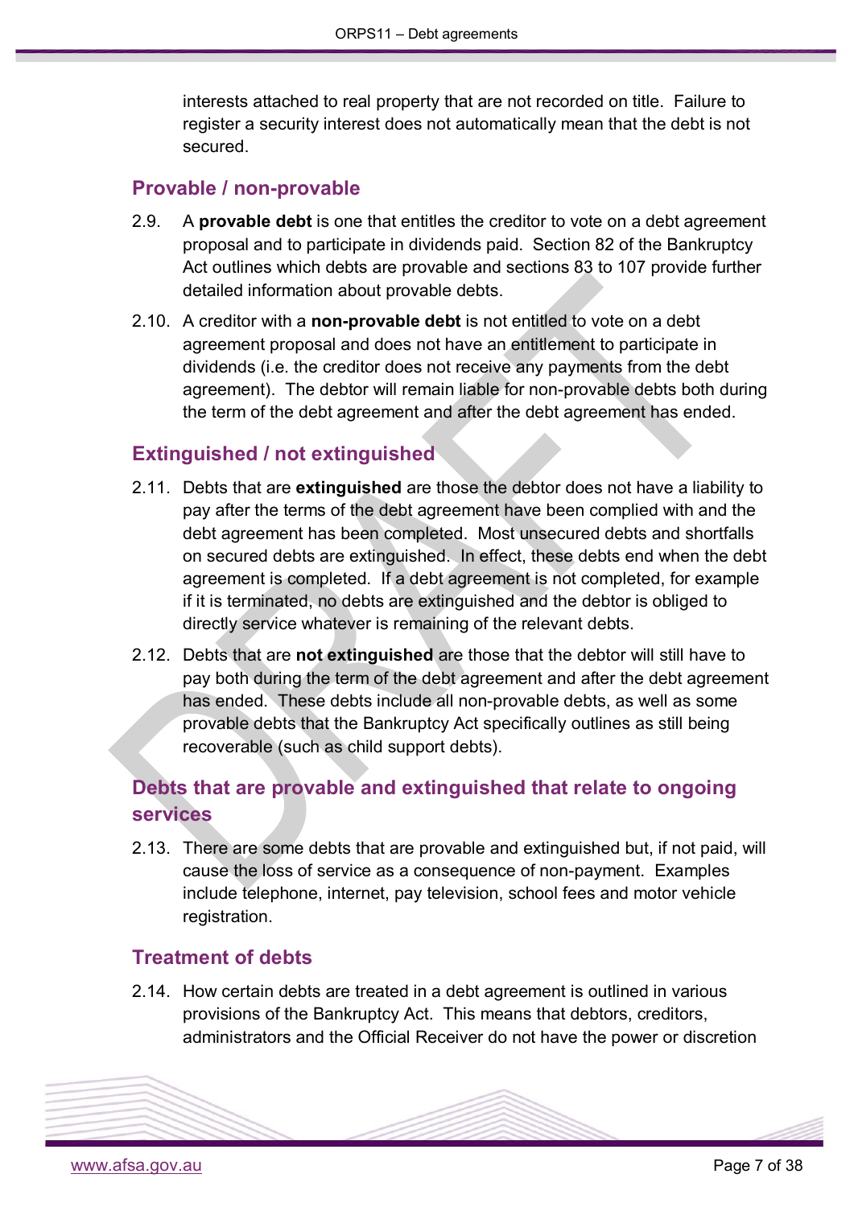interests attached to real property that are not recorded on title. Failure to register a security interest does not automatically mean that the debt is not secured.

## Provable / non-provable

2.9. A **provable debt** is one that entitles the creditor to vote on a debt agreement proposal and to participate in dividends paid. Section 82 of the Bankruptcy Act outlines which debts are provable and sections 83 to 107 provide further detailed information about provable debts.

2.10. A creditor with a **non-provable debt** is not entitled to vote on a debt agreement proposal and does not have an entitlement to participate in dividends (i.e. the creditor does not receive any payments from the debt agreement). The debtor will remain liable for non-provable debts both during the term of the debt agreement and after the debt agreement has ended.

## Extinguished / not extinguished

2.11. Debts that are **extinguished** are those the debtor does not have a liability to pay after the terms of the debt agreement have been complied with and the debt agreement has been completed. Most unsecured debts and shortfalls on secured debts are extinguished. In effect, these debts end when the debt agreement is completed. If a debt agreement is not completed, for example if it is terminated, no debts are extinguished and the debtor is obliged to directly service whatever is remaining of the relevant debts.

2.12. Debts that are **not extinguished** are those that the debtor will still have to pay both during the term of the debt agreement and after the debt agreement has ended. These debts include all non-provable debts, as well as some provable debts that the Bankruptcy Act specifically outlines as still being recoverable (such as child support debts).

## Debts that are provable and extinguished that relate to ongoing services

2.13. There are some debts that are provable and extinguished but, if not paid, will cause the loss of service as a consequence of non-payment. Examples include telephone, internet, pay television, school fees and motor vehicle registration.

## Treatment of debts

2.14. How certain debts are treated in a debt agreement is outlined in various provisions of the Bankruptcy Act. This means that debtors, creditors, administrators and the Official Receiver do not have the power or discretion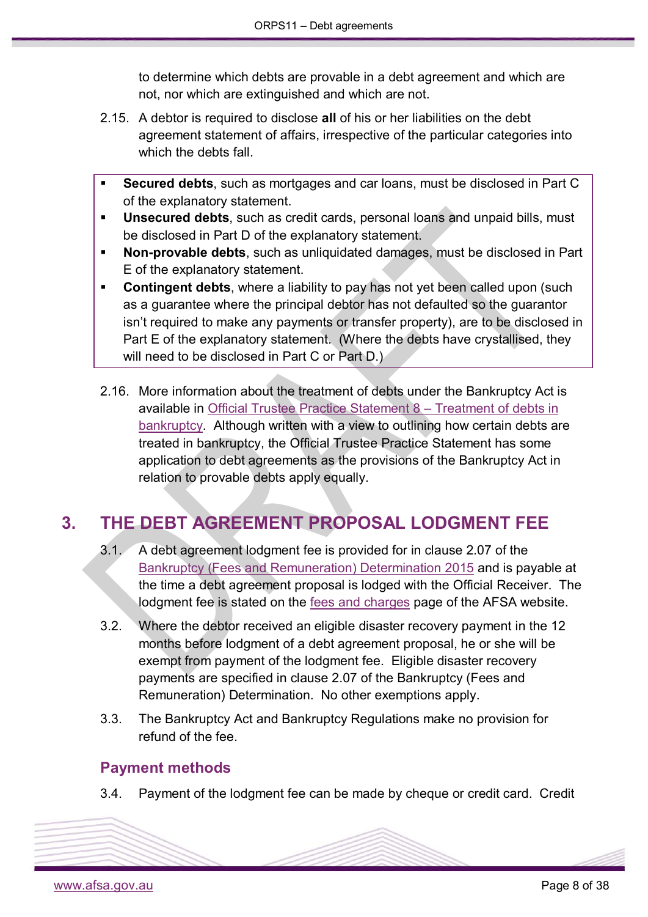to determine which debts are provable in a debt agreement and which are not, nor which are extinguished and which are not.

2.15. A debtor is required to disclose **all** of his or her liabilities on the debt agreement statement of affairs, irrespective of the particular categories into which the debts fall.

- **Secured debts**, such as mortgages and car loans, must be disclosed in Part C of the explanatory statement.
- **Unsecured debts**, such as credit cards, personal loans and unpaid bills, must be disclosed in Part D of the explanatory statement.
- **Non-provable debts**, such as unliquidated damages, must be disclosed in Part E of the explanatory statement.
- **Contingent debts**, where a liability to pay has not yet been called upon (such as a guarantee where the principal debtor has not defaulted so the guarantor isn't required to make any payments or transfer property), are to be disclosed in Part E of the explanatory statement. (Where the debts have crystallised, they will need to be disclosed in Part C or Part D.)

2.16. More information about the treatment of debts under the Bankruptcy Act is available in Official Trustee Practice Statement 8 – Treatment of debts in bankruptcy. Although written with a view to outlining how certain debts are treated in bankruptcy, the Official Trustee Practice Statement has some application to debt agreements as the provisions of the Bankruptcy Act in relation to provable debts apply equally.

# 3. THE DEBT AGREEMENT PROPOSAL LODGMENT FEE

3.1. A debt agreement lodgment fee is provided for in clause 2.07 of the Bankruptcy (Fees and Remuneration) Determination 2015 and is payable at the time a debt agreement proposal is lodged with the Official Receiver. The lodgment fee is stated on the fees and charges page of the AFSA website.

3.2. Where the debtor received an eligible disaster recovery payment in the 12 months before lodgment of a debt agreement proposal, he or she will be exempt from payment of the lodgment fee. Eligible disaster recovery payments are specified in clause 2.07 of the Bankruptcy (Fees and Remuneration) Determination. No other exemptions apply.

3.3. The Bankruptcy Act and Bankruptcy Regulations make no provision for refund of the fee.

## Payment methods

3.4. Payment of the lodgment fee can be made by cheque or credit card. Credit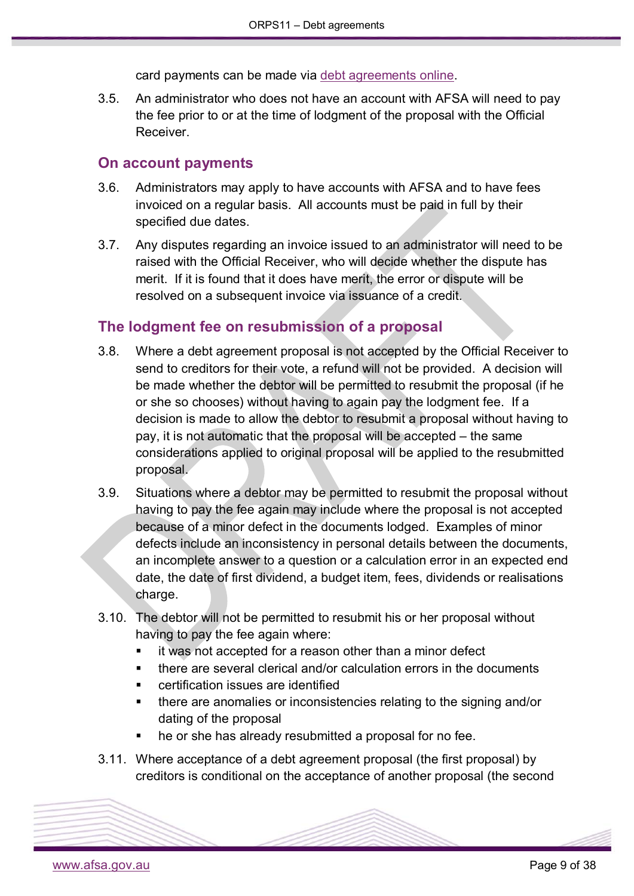card payments can be made via debt agreements online.

3.5. An administrator who does not have an account with AFSA will need to pay the fee prior to or at the time of lodgment of the proposal with the Official Receiver.

## On account payments

3.6. Administrators may apply to have accounts with AFSA and to have fees invoiced on a regular basis. All accounts must be paid in full by their specified due dates.

3.7. Any disputes regarding an invoice issued to an administrator will need to be raised with the Official Receiver, who will decide whether the dispute has merit. If it is found that it does have merit, the error or dispute will be resolved on a subsequent invoice via issuance of a credit.

## The lodgment fee on resubmission of a proposal

3.8. Where a debt agreement proposal is not accepted by the Official Receiver to send to creditors for their vote, a refund will not be provided. A decision will be made whether the debtor will be permitted to resubmit the proposal (if he or she so chooses) without having to again pay the lodgment fee. If a decision is made to allow the debtor to resubmit a proposal without having to pay, it is not automatic that the proposal will be accepted – the same considerations applied to original proposal will be applied to the resubmitted proposal.

3.9. Situations where a debtor may be permitted to resubmit the proposal without having to pay the fee again may include where the proposal is not accepted because of a minor defect in the documents lodged. Examples of minor defects include an inconsistency in personal details between the documents, an incomplete answer to a question or a calculation error in an expected end date, the date of first dividend, a budget item, fees, dividends or realisations charge.

3.10. The debtor will not be permitted to resubmit his or her proposal without having to pay the fee again where:

- it was not accepted for a reason other than a minor defect
- there are several clerical and/or calculation errors in the documents
- certification issues are identified
- there are anomalies or inconsistencies relating to the signing and/or dating of the proposal
- he or she has already resubmitted a proposal for no fee.

3.11. Where acceptance of a debt agreement proposal (the first proposal) by creditors is conditional on the acceptance of another proposal (the second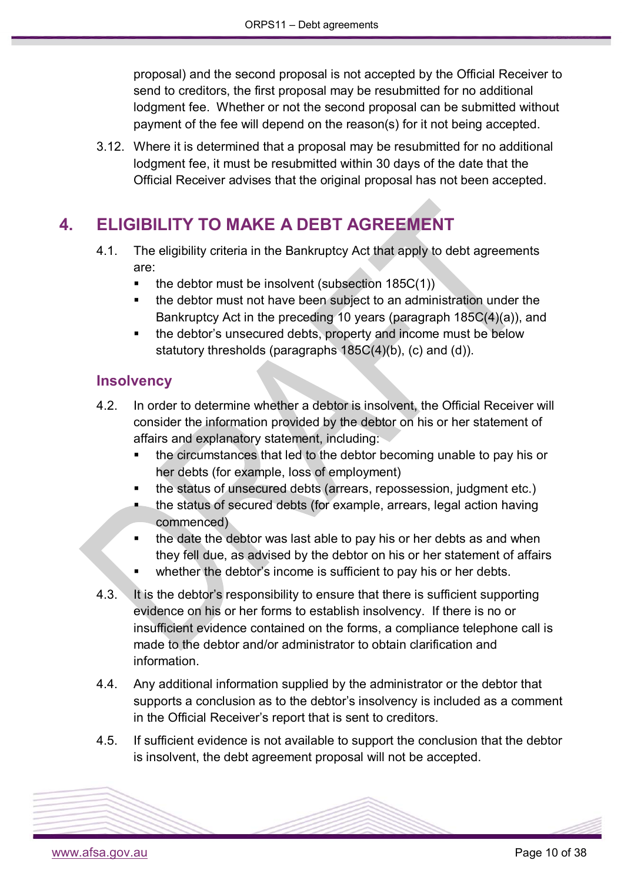proposal) and the second proposal is not accepted by the Official Receiver to send to creditors, the first proposal may be resubmitted for no additional lodgment fee. Whether or not the second proposal can be submitted without payment of the fee will depend on the reason(s) for it not being accepted.

3.12. Where it is determined that a proposal may be resubmitted for no additional lodgment fee, it must be resubmitted within 30 days of the date that the Official Receiver advises that the original proposal has not been accepted.

# 4. ELIGIBILITY TO MAKE A DEBT AGREEMENT

4.1. The eligibility criteria in the Bankruptcy Act that apply to debt agreements are:

- the debtor must be insolvent (subsection 185C(1))
- the debtor must not have been subject to an administration under the Bankruptcy Act in the preceding 10 years (paragraph 185C(4)(a)), and
- the debtor's unsecured debts, property and income must be below statutory thresholds (paragraphs 185C(4)(b), (c) and (d)).

## Insolvency

4.2. In order to determine whether a debtor is insolvent, the Official Receiver will consider the information provided by the debtor on his or her statement of affairs and explanatory statement, including:

- the circumstances that led to the debtor becoming unable to pay his or her debts (for example, loss of employment)
- the status of unsecured debts (arrears, repossession, judgment etc.)
- the status of secured debts (for example, arrears, legal action having commenced)
- the date the debtor was last able to pay his or her debts as and when they fell due, as advised by the debtor on his or her statement of affairs
- whether the debtor's income is sufficient to pay his or her debts.

4.3. It is the debtor's responsibility to ensure that there is sufficient supporting evidence on his or her forms to establish insolvency. If there is no or insufficient evidence contained on the forms, a compliance telephone call is made to the debtor and/or administrator to obtain clarification and information.

4.4. Any additional information supplied by the administrator or the debtor that supports a conclusion as to the debtor's insolvency is included as a comment in the Official Receiver's report that is sent to creditors.

4.5. If sufficient evidence is not available to support the conclusion that the debtor is insolvent, the debt agreement proposal will not be accepted.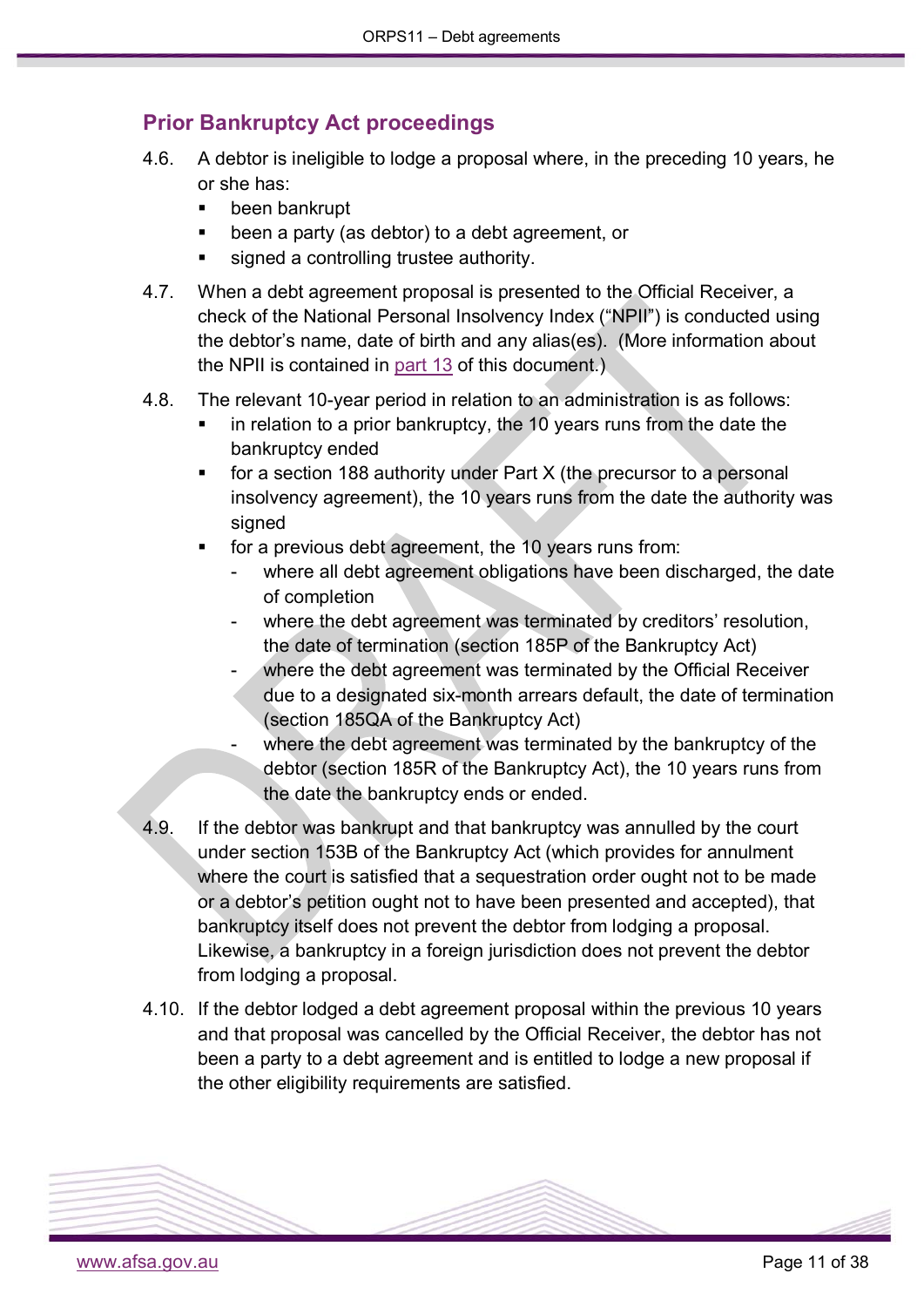## Prior Bankruptcy Act proceedings

4.6. A debtor is ineligible to lodge a proposal where, in the preceding 10 years, he or she has:

- been bankrupt
- been a party (as debtor) to a debt agreement, or
- signed a controlling trustee authority.

4.7. When a debt agreement proposal is presented to the Official Receiver, a check of the National Personal Insolvency Index ("NPII") is conducted using the debtor's name, date of birth and any alias(es). (More information about the NPII is contained in part 13 of this document.)

4.8. The relevant 10-year period in relation to an administration is as follows:

- in relation to a prior bankruptcy, the 10 years runs from the date the bankruptcy ended
- for a section 188 authority under Part X (the precursor to a personal insolvency agreement), the 10 years runs from the date the authority was signed
- for a previous debt agreement, the 10 years runs from:
  - where all debt agreement obligations have been discharged, the date of completion
  - where the debt agreement was terminated by creditors' resolution, the date of termination (section 185P of the Bankruptcy Act)
  - where the debt agreement was terminated by the Official Receiver due to a designated six-month arrears default, the date of termination (section 185QA of the Bankruptcy Act)
  - where the debt agreement was terminated by the bankruptcy of the debtor (section 185R of the Bankruptcy Act), the 10 years runs from the date the bankruptcy ends or ended.

4.9. If the debtor was bankrupt and that bankruptcy was annulled by the court under section 153B of the Bankruptcy Act (which provides for annulment where the court is satisfied that a sequestration order ought not to be made or a debtor's petition ought not to have been presented and accepted), that bankruptcy itself does not prevent the debtor from lodging a proposal. Likewise, a bankruptcy in a foreign jurisdiction does not prevent the debtor from lodging a proposal.

4.10. If the debtor lodged a debt agreement proposal within the previous 10 years and that proposal was cancelled by the Official Receiver, the debtor has not been a party to a debt agreement and is entitled to lodge a new proposal if the other eligibility requirements are satisfied.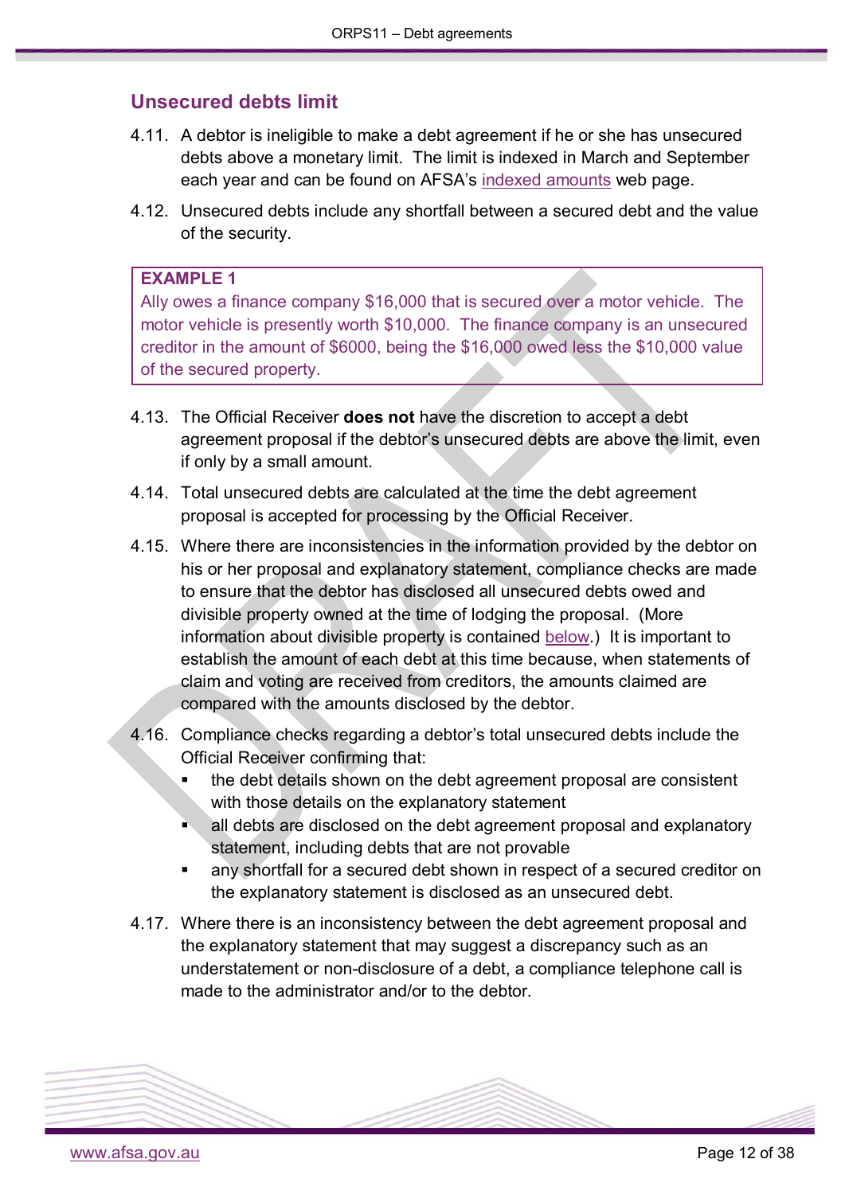## Unsecured debts limit

4.11. A debtor is ineligible to make a debt agreement if he or she has unsecured debts above a monetary limit. The limit is indexed in March and September each year and can be found on AFSA's indexed amounts web page.

4.12. Unsecured debts include any shortfall between a secured debt and the value of the security.

> **EXAMPLE 1**
> Ally owes a finance company $16,000 that is secured over a motor vehicle. The motor vehicle is presently worth $10,000. The finance company is an unsecured creditor in the amount of $6000, being the $16,000 owed less the $10,000 value of the secured property.

4.13. The Official Receiver **does not** have the discretion to accept a debt agreement proposal if the debtor's unsecured debts are above the limit, even if only by a small amount.

4.14. Total unsecured debts are calculated at the time the debt agreement proposal is accepted for processing by the Official Receiver.

4.15. Where there are inconsistencies in the information provided by the debtor on his or her proposal and explanatory statement, compliance checks are made to ensure that the debtor has disclosed all unsecured debts owed and divisible property owned at the time of lodging the proposal. (More information about divisible property is contained below.) It is important to establish the amount of each debt at this time because, when statements of claim and voting are received from creditors, the amounts claimed are compared with the amounts disclosed by the debtor.

4.16. Compliance checks regarding a debtor's total unsecured debts include the Official Receiver confirming that:

- the debt details shown on the debt agreement proposal are consistent with those details on the explanatory statement
- all debts are disclosed on the debt agreement proposal and explanatory statement, including debts that are not provable
- any shortfall for a secured debt shown in respect of a secured creditor on the explanatory statement is disclosed as an unsecured debt.

4.17. Where there is an inconsistency between the debt agreement proposal and the explanatory statement that may suggest a discrepancy such as an understatement or non-disclosure of a debt, a compliance telephone call is made to the administrator and/or to the debtor.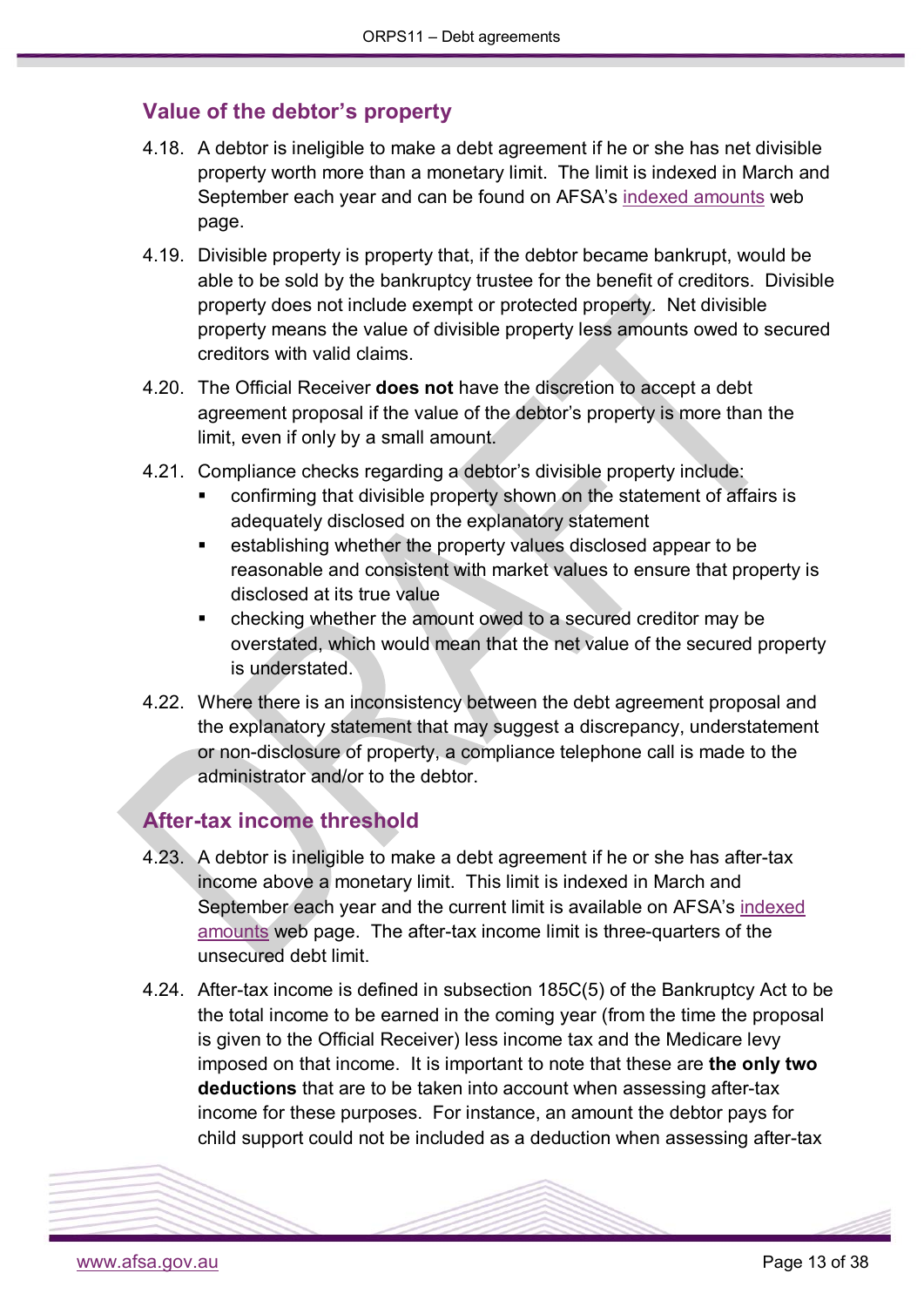## Value of the debtor's property

4.18. A debtor is ineligible to make a debt agreement if he or she has net divisible property worth more than a monetary limit. The limit is indexed in March and September each year and can be found on AFSA's indexed amounts web page.

4.19. Divisible property is property that, if the debtor became bankrupt, would be able to be sold by the bankruptcy trustee for the benefit of creditors. Divisible property does not include exempt or protected property. Net divisible property means the value of divisible property less amounts owed to secured creditors with valid claims.

4.20. The Official Receiver **does not** have the discretion to accept a debt agreement proposal if the value of the debtor's property is more than the limit, even if only by a small amount.

4.21. Compliance checks regarding a debtor's divisible property include:

- confirming that divisible property shown on the statement of affairs is adequately disclosed on the explanatory statement
- establishing whether the property values disclosed appear to be reasonable and consistent with market values to ensure that property is disclosed at its true value
- checking whether the amount owed to a secured creditor may be overstated, which would mean that the net value of the secured property is understated.

4.22. Where there is an inconsistency between the debt agreement proposal and the explanatory statement that may suggest a discrepancy, understatement or non-disclosure of property, a compliance telephone call is made to the administrator and/or to the debtor.

## After-tax income threshold

4.23. A debtor is ineligible to make a debt agreement if he or she has after-tax income above a monetary limit. This limit is indexed in March and September each year and the current limit is available on AFSA's indexed amounts web page. The after-tax income limit is three-quarters of the unsecured debt limit.

4.24. After-tax income is defined in subsection 185C(5) of the Bankruptcy Act to be the total income to be earned in the coming year (from the time the proposal is given to the Official Receiver) less income tax and the Medicare levy imposed on that income. It is important to note that these are **the only two deductions** that are to be taken into account when assessing after-tax income for these purposes. For instance, an amount the debtor pays for child support could not be included as a deduction when assessing after-tax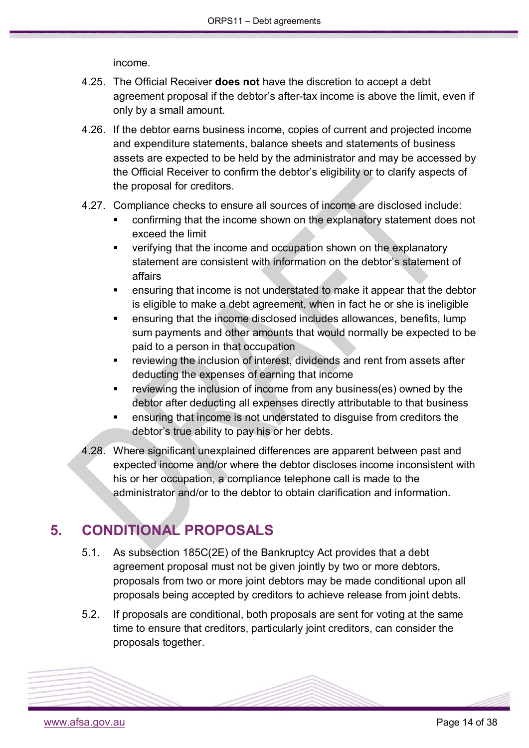income.

4.25. The Official Receiver **does not** have the discretion to accept a debt agreement proposal if the debtor's after-tax income is above the limit, even if only by a small amount.

4.26. If the debtor earns business income, copies of current and projected income and expenditure statements, balance sheets and statements of business assets are expected to be held by the administrator and may be accessed by the Official Receiver to confirm the debtor's eligibility or to clarify aspects of the proposal for creditors.

4.27. Compliance checks to ensure all sources of income are disclosed include:

- confirming that the income shown on the explanatory statement does not exceed the limit
- verifying that the income and occupation shown on the explanatory statement are consistent with information on the debtor's statement of affairs
- ensuring that income is not understated to make it appear that the debtor is eligible to make a debt agreement, when in fact he or she is ineligible
- ensuring that the income disclosed includes allowances, benefits, lump sum payments and other amounts that would normally be expected to be paid to a person in that occupation
- reviewing the inclusion of interest, dividends and rent from assets after deducting the expenses of earning that income
- reviewing the inclusion of income from any business(es) owned by the debtor after deducting all expenses directly attributable to that business
- ensuring that income is not understated to disguise from creditors the debtor's true ability to pay his or her debts.

4.28. Where significant unexplained differences are apparent between past and expected income and/or where the debtor discloses income inconsistent with his or her occupation, a compliance telephone call is made to the administrator and/or to the debtor to obtain clarification and information.

# 5. CONDITIONAL PROPOSALS

5.1. As subsection 185C(2E) of the Bankruptcy Act provides that a debt agreement proposal must not be given jointly by two or more debtors, proposals from two or more joint debtors may be made conditional upon all proposals being accepted by creditors to achieve release from joint debts.

5.2. If proposals are conditional, both proposals are sent for voting at the same time to ensure that creditors, particularly joint creditors, can consider the proposals together.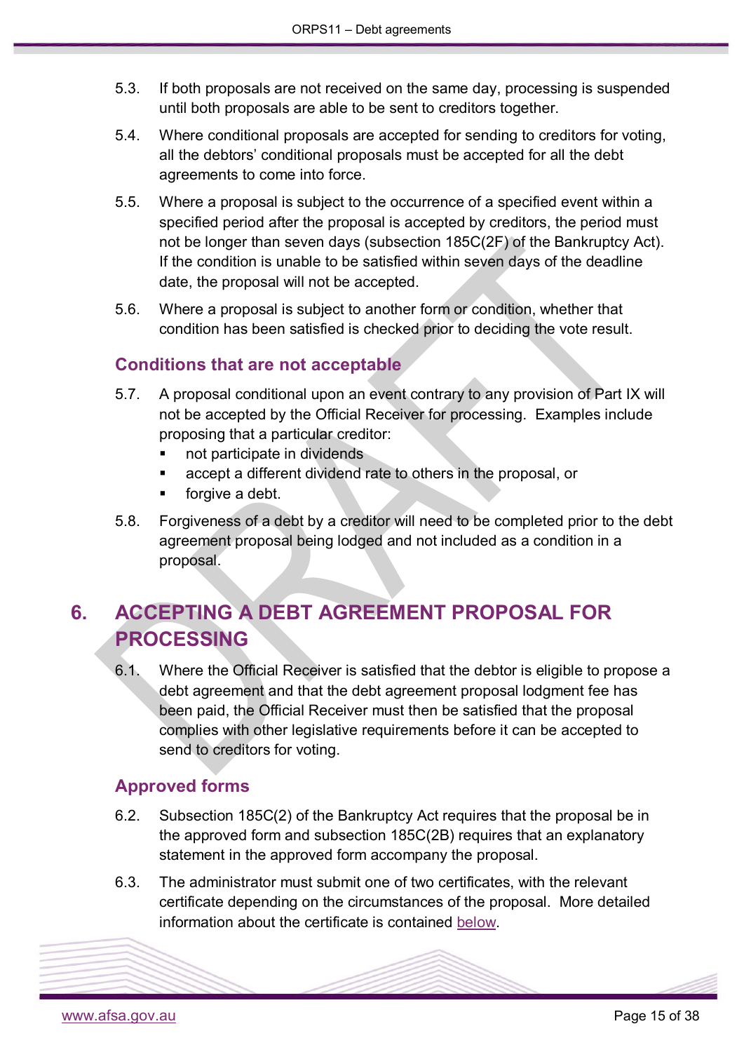5.3. If both proposals are not received on the same day, processing is suspended until both proposals are able to be sent to creditors together.

5.4. Where conditional proposals are accepted for sending to creditors for voting, all the debtors' conditional proposals must be accepted for all the debt agreements to come into force.

5.5. Where a proposal is subject to the occurrence of a specified event within a specified period after the proposal is accepted by creditors, the period must not be longer than seven days (subsection 185C(2F) of the Bankruptcy Act). If the condition is unable to be satisfied within seven days of the deadline date, the proposal will not be accepted.

5.6. Where a proposal is subject to another form or condition, whether that condition has been satisfied is checked prior to deciding the vote result.

### Conditions that are not acceptable

5.7. A proposal conditional upon an event contrary to any provision of Part IX will not be accepted by the Official Receiver for processing. Examples include proposing that a particular creditor:

- not participate in dividends
- accept a different dividend rate to others in the proposal, or
- forgive a debt.

5.8. Forgiveness of a debt by a creditor will need to be completed prior to the debt agreement proposal being lodged and not included as a condition in a proposal.

## 6. ACCEPTING A DEBT AGREEMENT PROPOSAL FOR PROCESSING

6.1. Where the Official Receiver is satisfied that the debtor is eligible to propose a debt agreement and that the debt agreement proposal lodgment fee has been paid, the Official Receiver must then be satisfied that the proposal complies with other legislative requirements before it can be accepted to send to creditors for voting.

### Approved forms

6.2. Subsection 185C(2) of the Bankruptcy Act requires that the proposal be in the approved form and subsection 185C(2B) requires that an explanatory statement in the approved form accompany the proposal.

6.3. The administrator must submit one of two certificates, with the relevant certificate depending on the circumstances of the proposal. More detailed information about the certificate is contained below.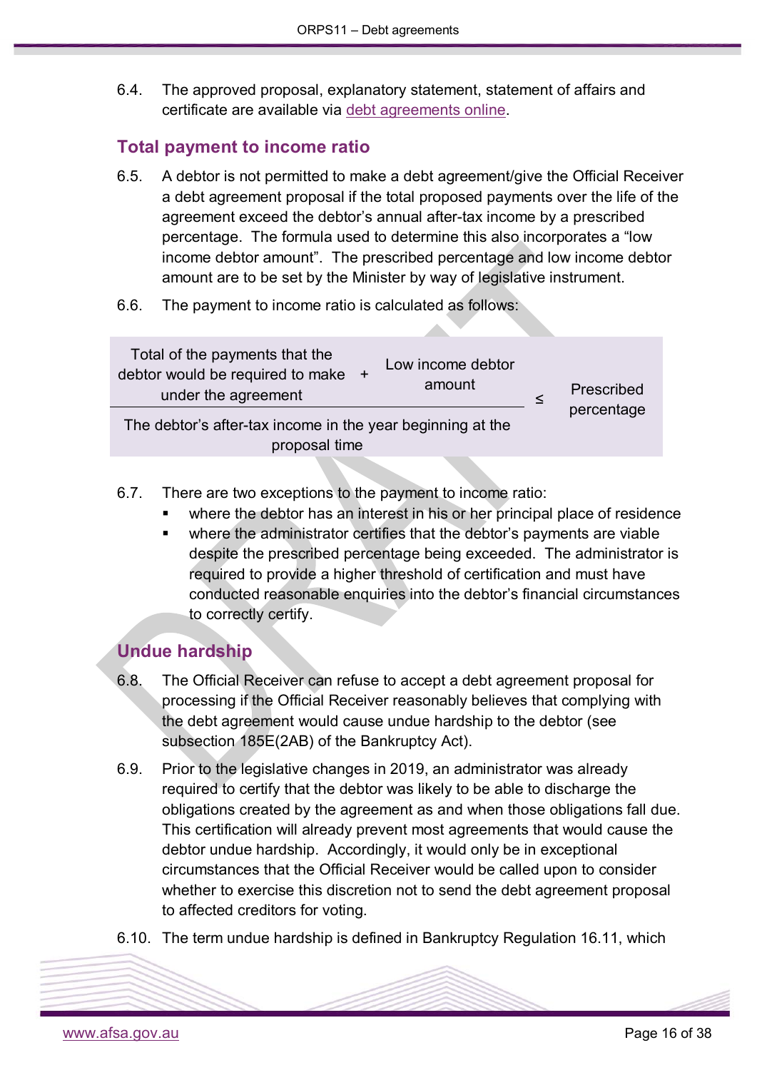6.4. The approved proposal, explanatory statement, statement of affairs and certificate are available via debt agreements online.

## Total payment to income ratio

6.5. A debtor is not permitted to make a debt agreement/give the Official Receiver a debt agreement proposal if the total proposed payments over the life of the agreement exceed the debtor's annual after-tax income by a prescribed percentage. The formula used to determine this also incorporates a "low income debtor amount". The prescribed percentage and low income debtor amount are to be set by the Minister by way of legislative instrument.

6.6. The payment to income ratio is calculated as follows:

$$\frac{\text{Total of the payments that the debtor would be required to make under the agreement} + \text{Low income debtor amount}}{\text{The debtor's after-tax income in the year beginning at the proposal time}} \leq \text{Prescribed percentage}$$

6.7. There are two exceptions to the payment to income ratio:

- where the debtor has an interest in his or her principal place of residence
- where the administrator certifies that the debtor's payments are viable despite the prescribed percentage being exceeded. The administrator is required to provide a higher threshold of certification and must have conducted reasonable enquiries into the debtor's financial circumstances to correctly certify.

## Undue hardship

6.8. The Official Receiver can refuse to accept a debt agreement proposal for processing if the Official Receiver reasonably believes that complying with the debt agreement would cause undue hardship to the debtor (see subsection 185E(2AB) of the Bankruptcy Act).

6.9. Prior to the legislative changes in 2019, an administrator was already required to certify that the debtor was likely to be able to discharge the obligations created by the agreement as and when those obligations fall due. This certification will already prevent most agreements that would cause the debtor undue hardship. Accordingly, it would only be in exceptional circumstances that the Official Receiver would be called upon to consider whether to exercise this discretion not to send the debt agreement proposal to affected creditors for voting.

6.10. The term undue hardship is defined in Bankruptcy Regulation 16.11, which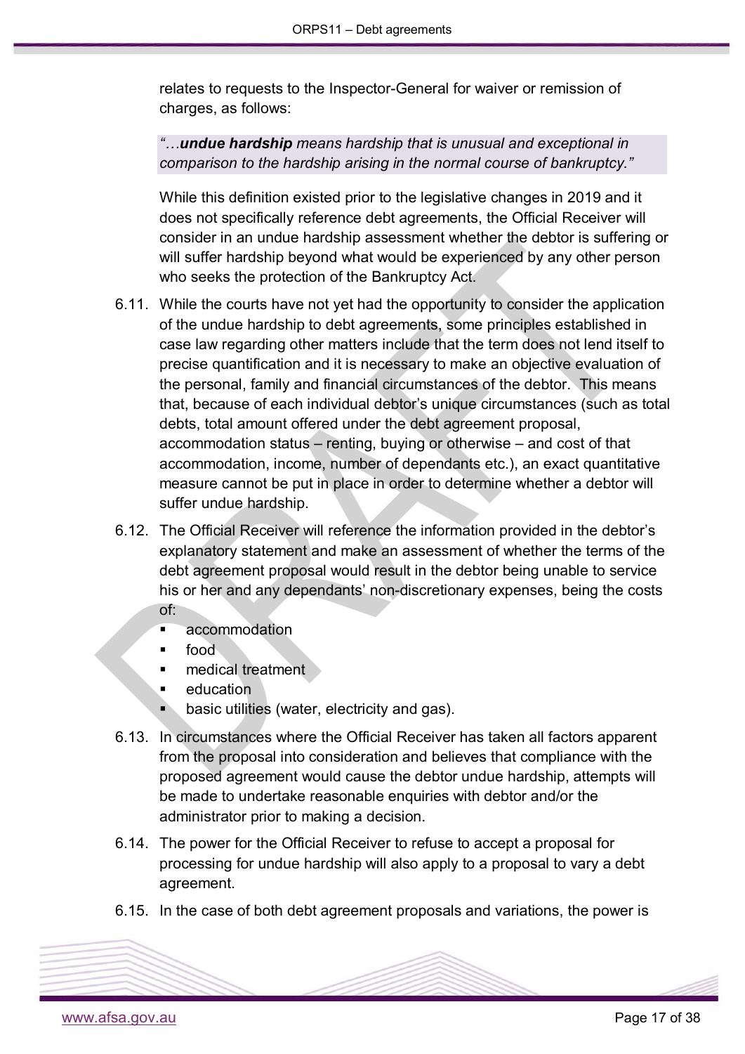relates to requests to the Inspector-General for waiver or remission of charges, as follows:

> *"…**undue hardship** means hardship that is unusual and exceptional in comparison to the hardship arising in the normal course of bankruptcy."*

While this definition existed prior to the legislative changes in 2019 and it does not specifically reference debt agreements, the Official Receiver will consider in an undue hardship assessment whether the debtor is suffering or will suffer hardship beyond what would be experienced by any other person who seeks the protection of the Bankruptcy Act.

6.11. While the courts have not yet had the opportunity to consider the application of the undue hardship to debt agreements, some principles established in case law regarding other matters include that the term does not lend itself to precise quantification and it is necessary to make an objective evaluation of the personal, family and financial circumstances of the debtor. This means that, because of each individual debtor's unique circumstances (such as total debts, total amount offered under the debt agreement proposal, accommodation status – renting, buying or otherwise – and cost of that accommodation, income, number of dependants etc.), an exact quantitative measure cannot be put in place in order to determine whether a debtor will suffer undue hardship.

6.12. The Official Receiver will reference the information provided in the debtor's explanatory statement and make an assessment of whether the terms of the debt agreement proposal would result in the debtor being unable to service his or her and any dependants' non-discretionary expenses, being the costs of:

- accommodation
- food
- medical treatment
- education
- basic utilities (water, electricity and gas).

6.13. In circumstances where the Official Receiver has taken all factors apparent from the proposal into consideration and believes that compliance with the proposed agreement would cause the debtor undue hardship, attempts will be made to undertake reasonable enquiries with debtor and/or the administrator prior to making a decision.

6.14. The power for the Official Receiver to refuse to accept a proposal for processing for undue hardship will also apply to a proposal to vary a debt agreement.

6.15. In the case of both debt agreement proposals and variations, the power is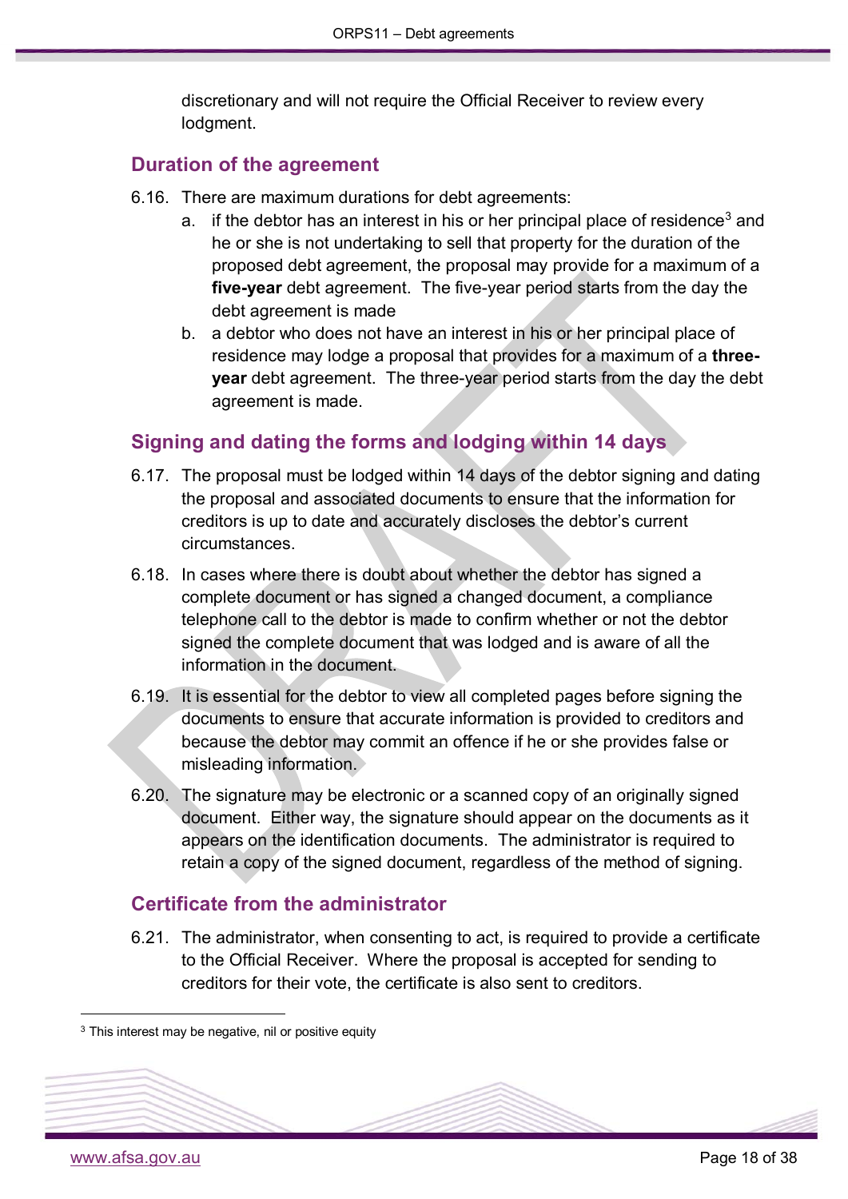discretionary and will not require the Official Receiver to review every lodgment.

## Duration of the agreement

6.16. There are maximum durations for debt agreements:

   a. if the debtor has an interest in his or her principal place of residence[3] and he or she is not undertaking to sell that property for the duration of the proposed debt agreement, the proposal may provide for a maximum of a **five-year** debt agreement. The five-year period starts from the day the debt agreement is made

   b. a debtor who does not have an interest in his or her principal place of residence may lodge a proposal that provides for a maximum of a **three-year** debt agreement. The three-year period starts from the day the debt agreement is made.

## Signing and dating the forms and lodging within 14 days

6.17. The proposal must be lodged within 14 days of the debtor signing and dating the proposal and associated documents to ensure that the information for creditors is up to date and accurately discloses the debtor's current circumstances.

6.18. In cases where there is doubt about whether the debtor has signed a complete document or has signed a changed document, a compliance telephone call to the debtor is made to confirm whether or not the debtor signed the complete document that was lodged and is aware of all the information in the document.

6.19. It is essential for the debtor to view all completed pages before signing the documents to ensure that accurate information is provided to creditors and because the debtor may commit an offence if he or she provides false or misleading information.

6.20. The signature may be electronic or a scanned copy of an originally signed document. Either way, the signature should appear on the documents as it appears on the identification documents. The administrator is required to retain a copy of the signed document, regardless of the method of signing.

## Certificate from the administrator

6.21. The administrator, when consenting to act, is required to provide a certificate to the Official Receiver. Where the proposal is accepted for sending to creditors for their vote, the certificate is also sent to creditors.

[3] This interest may be negative, nil or positive equity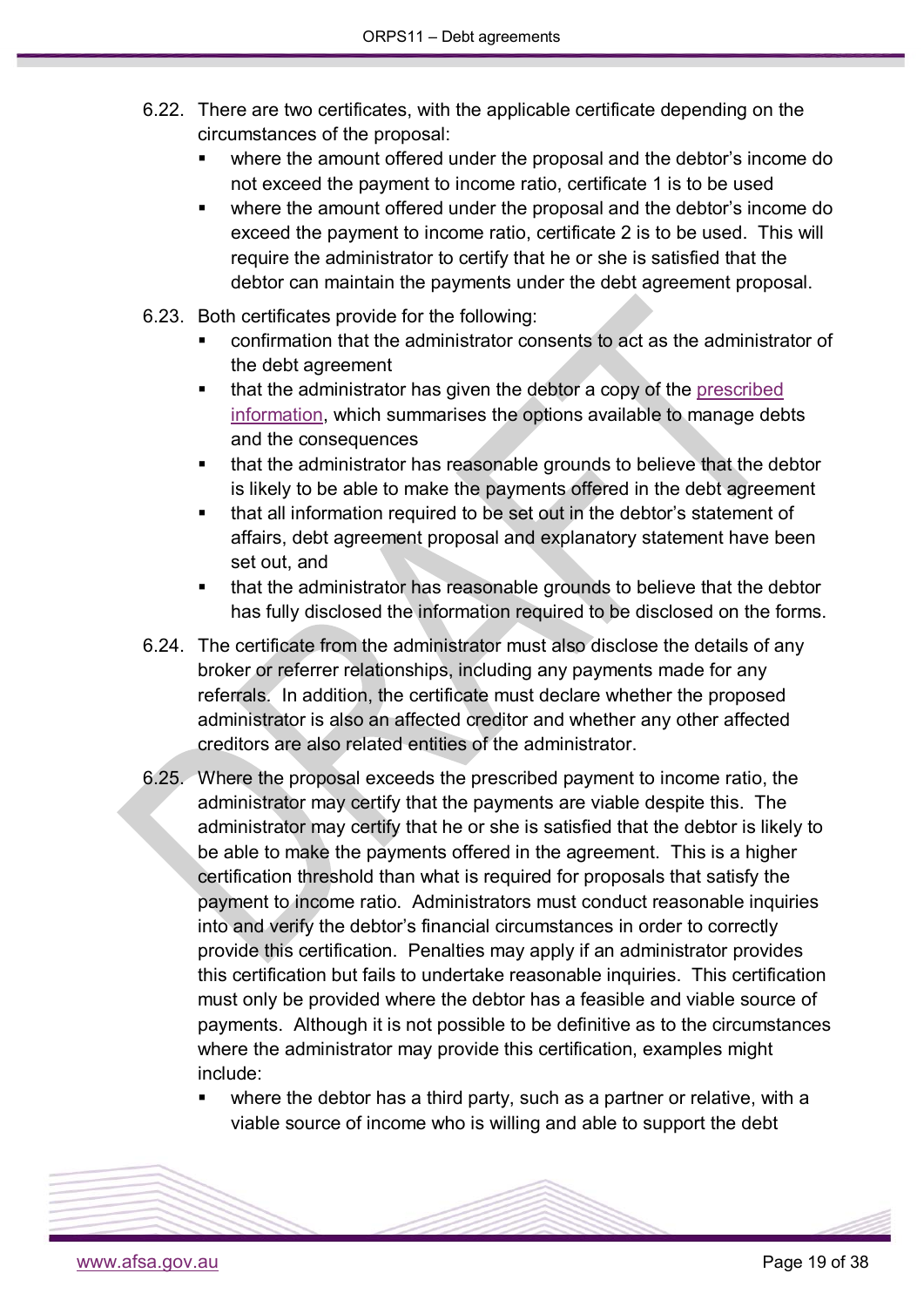6.22. There are two certificates, with the applicable certificate depending on the circumstances of the proposal:

- where the amount offered under the proposal and the debtor's income do not exceed the payment to income ratio, certificate 1 is to be used
- where the amount offered under the proposal and the debtor's income do exceed the payment to income ratio, certificate 2 is to be used. This will require the administrator to certify that he or she is satisfied that the debtor can maintain the payments under the debt agreement proposal.

6.23. Both certificates provide for the following:

- confirmation that the administrator consents to act as the administrator of the debt agreement
- that the administrator has given the debtor a copy of the prescribed information, which summarises the options available to manage debts and the consequences
- that the administrator has reasonable grounds to believe that the debtor is likely to be able to make the payments offered in the debt agreement
- that all information required to be set out in the debtor's statement of affairs, debt agreement proposal and explanatory statement have been set out, and
- that the administrator has reasonable grounds to believe that the debtor has fully disclosed the information required to be disclosed on the forms.

6.24. The certificate from the administrator must also disclose the details of any broker or referrer relationships, including any payments made for any referrals. In addition, the certificate must declare whether the proposed administrator is also an affected creditor and whether any other affected creditors are also related entities of the administrator.

6.25. Where the proposal exceeds the prescribed payment to income ratio, the administrator may certify that the payments are viable despite this. The administrator may certify that he or she is satisfied that the debtor is likely to be able to make the payments offered in the agreement. This is a higher certification threshold than what is required for proposals that satisfy the payment to income ratio. Administrators must conduct reasonable inquiries into and verify the debtor's financial circumstances in order to correctly provide this certification. Penalties may apply if an administrator provides this certification but fails to undertake reasonable inquiries. This certification must only be provided where the debtor has a feasible and viable source of payments. Although it is not possible to be definitive as to the circumstances where the administrator may provide this certification, examples might include:

- where the debtor has a third party, such as a partner or relative, with a viable source of income who is willing and able to support the debt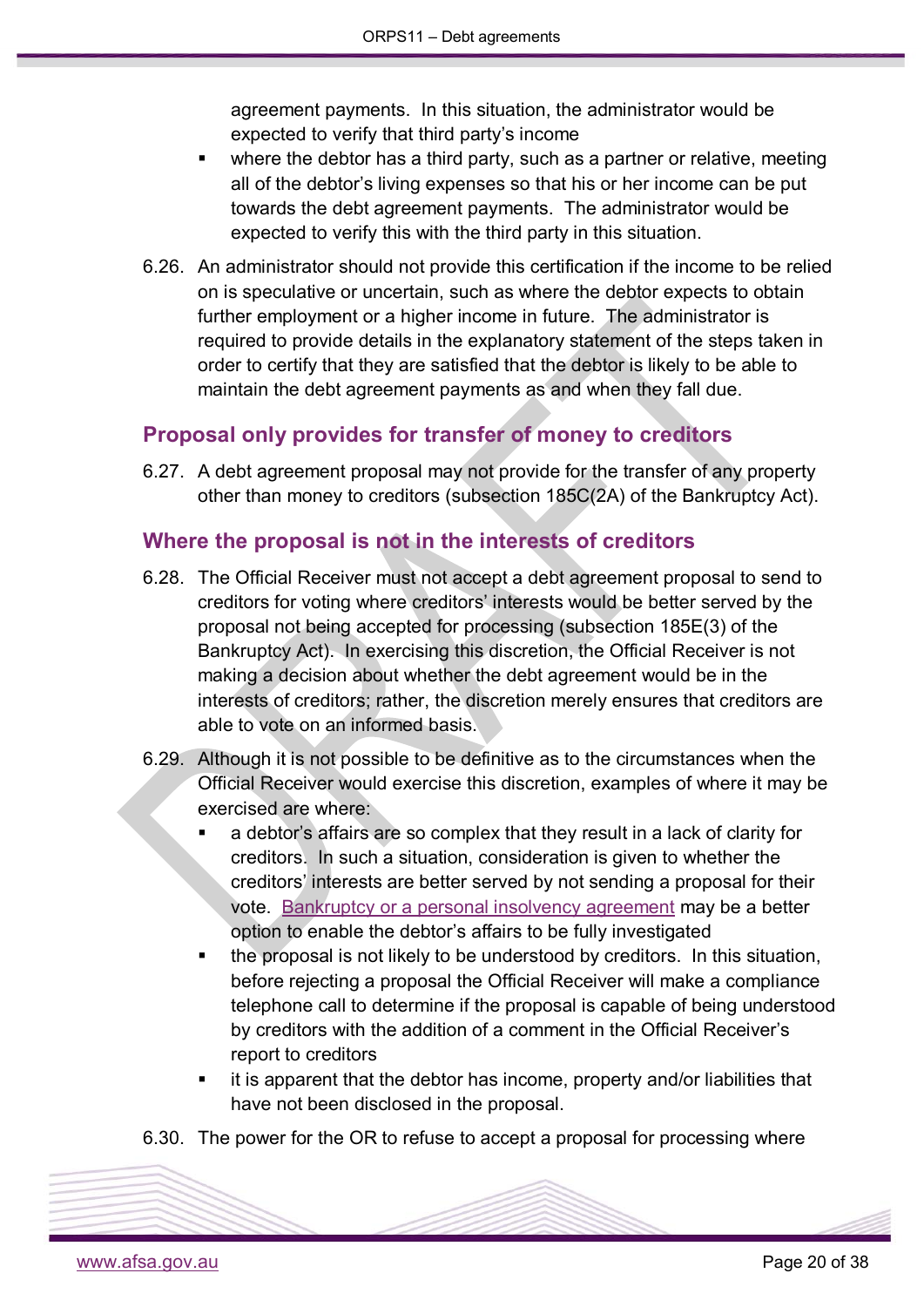agreement payments. In this situation, the administrator would be expected to verify that third party's income

- where the debtor has a third party, such as a partner or relative, meeting all of the debtor's living expenses so that his or her income can be put towards the debt agreement payments. The administrator would be expected to verify this with the third party in this situation.

6.26. An administrator should not provide this certification if the income to be relied on is speculative or uncertain, such as where the debtor expects to obtain further employment or a higher income in future. The administrator is required to provide details in the explanatory statement of the steps taken in order to certify that they are satisfied that the debtor is likely to be able to maintain the debt agreement payments as and when they fall due.

## Proposal only provides for transfer of money to creditors

6.27. A debt agreement proposal may not provide for the transfer of any property other than money to creditors (subsection 185C(2A) of the Bankruptcy Act).

## Where the proposal is not in the interests of creditors

6.28. The Official Receiver must not accept a debt agreement proposal to send to creditors for voting where creditors' interests would be better served by the proposal not being accepted for processing (subsection 185E(3) of the Bankruptcy Act). In exercising this discretion, the Official Receiver is not making a decision about whether the debt agreement would be in the interests of creditors; rather, the discretion merely ensures that creditors are able to vote on an informed basis.

6.29. Although it is not possible to be definitive as to the circumstances when the Official Receiver would exercise this discretion, examples of where it may be exercised are where:

- a debtor's affairs are so complex that they result in a lack of clarity for creditors. In such a situation, consideration is given to whether the creditors' interests are better served by not sending a proposal for their vote. Bankruptcy or a personal insolvency agreement may be a better option to enable the debtor's affairs to be fully investigated
- the proposal is not likely to be understood by creditors. In this situation, before rejecting a proposal the Official Receiver will make a compliance telephone call to determine if the proposal is capable of being understood by creditors with the addition of a comment in the Official Receiver's report to creditors
- it is apparent that the debtor has income, property and/or liabilities that have not been disclosed in the proposal.

6.30. The power for the OR to refuse to accept a proposal for processing where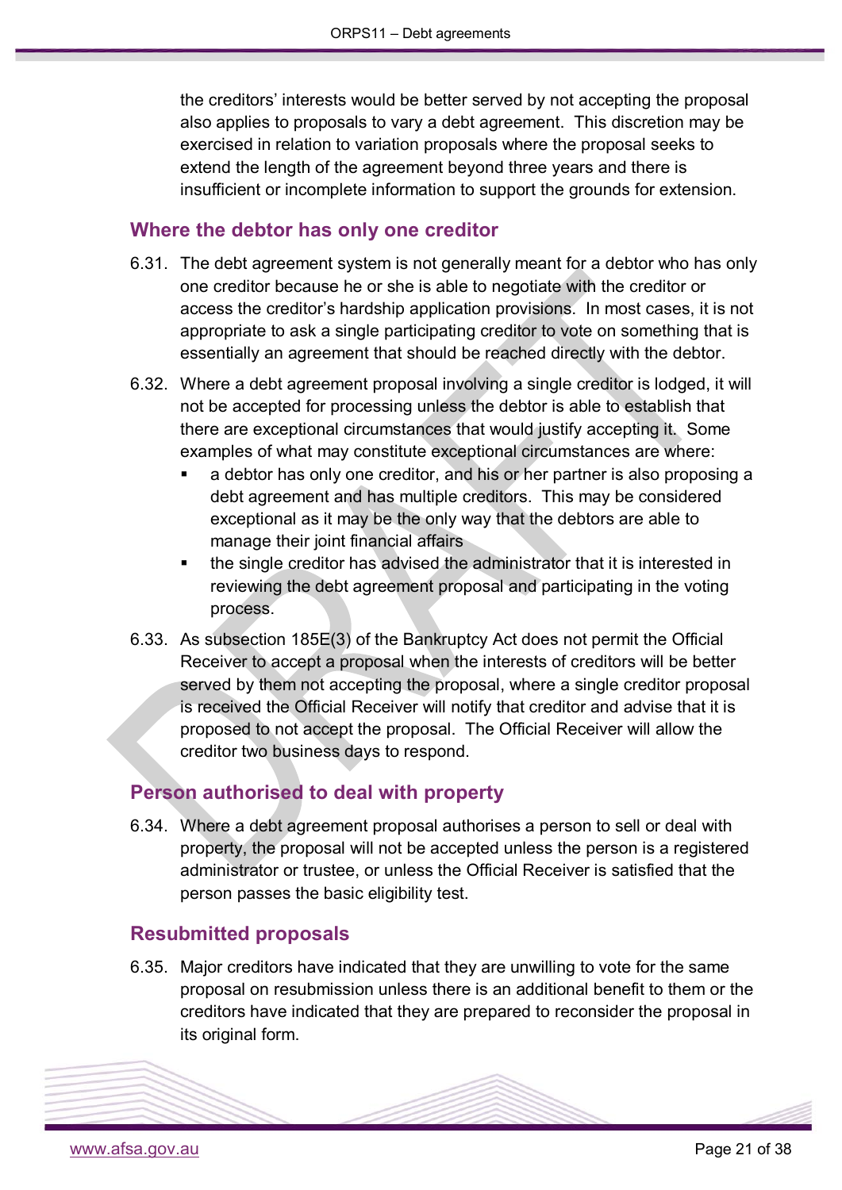the creditors' interests would be better served by not accepting the proposal also applies to proposals to vary a debt agreement. This discretion may be exercised in relation to variation proposals where the proposal seeks to extend the length of the agreement beyond three years and there is insufficient or incomplete information to support the grounds for extension.

## Where the debtor has only one creditor

6.31. The debt agreement system is not generally meant for a debtor who has only one creditor because he or she is able to negotiate with the creditor or access the creditor's hardship application provisions. In most cases, it is not appropriate to ask a single participating creditor to vote on something that is essentially an agreement that should be reached directly with the debtor.

6.32. Where a debt agreement proposal involving a single creditor is lodged, it will not be accepted for processing unless the debtor is able to establish that there are exceptional circumstances that would justify accepting it. Some examples of what may constitute exceptional circumstances are where:

- a debtor has only one creditor, and his or her partner is also proposing a debt agreement and has multiple creditors. This may be considered exceptional as it may be the only way that the debtors are able to manage their joint financial affairs
- the single creditor has advised the administrator that it is interested in reviewing the debt agreement proposal and participating in the voting process.

6.33. As subsection 185E(3) of the Bankruptcy Act does not permit the Official Receiver to accept a proposal when the interests of creditors will be better served by them not accepting the proposal, where a single creditor proposal is received the Official Receiver will notify that creditor and advise that it is proposed to not accept the proposal. The Official Receiver will allow the creditor two business days to respond.

## Person authorised to deal with property

6.34. Where a debt agreement proposal authorises a person to sell or deal with property, the proposal will not be accepted unless the person is a registered administrator or trustee, or unless the Official Receiver is satisfied that the person passes the basic eligibility test.

## Resubmitted proposals

6.35. Major creditors have indicated that they are unwilling to vote for the same proposal on resubmission unless there is an additional benefit to them or the creditors have indicated that they are prepared to reconsider the proposal in its original form.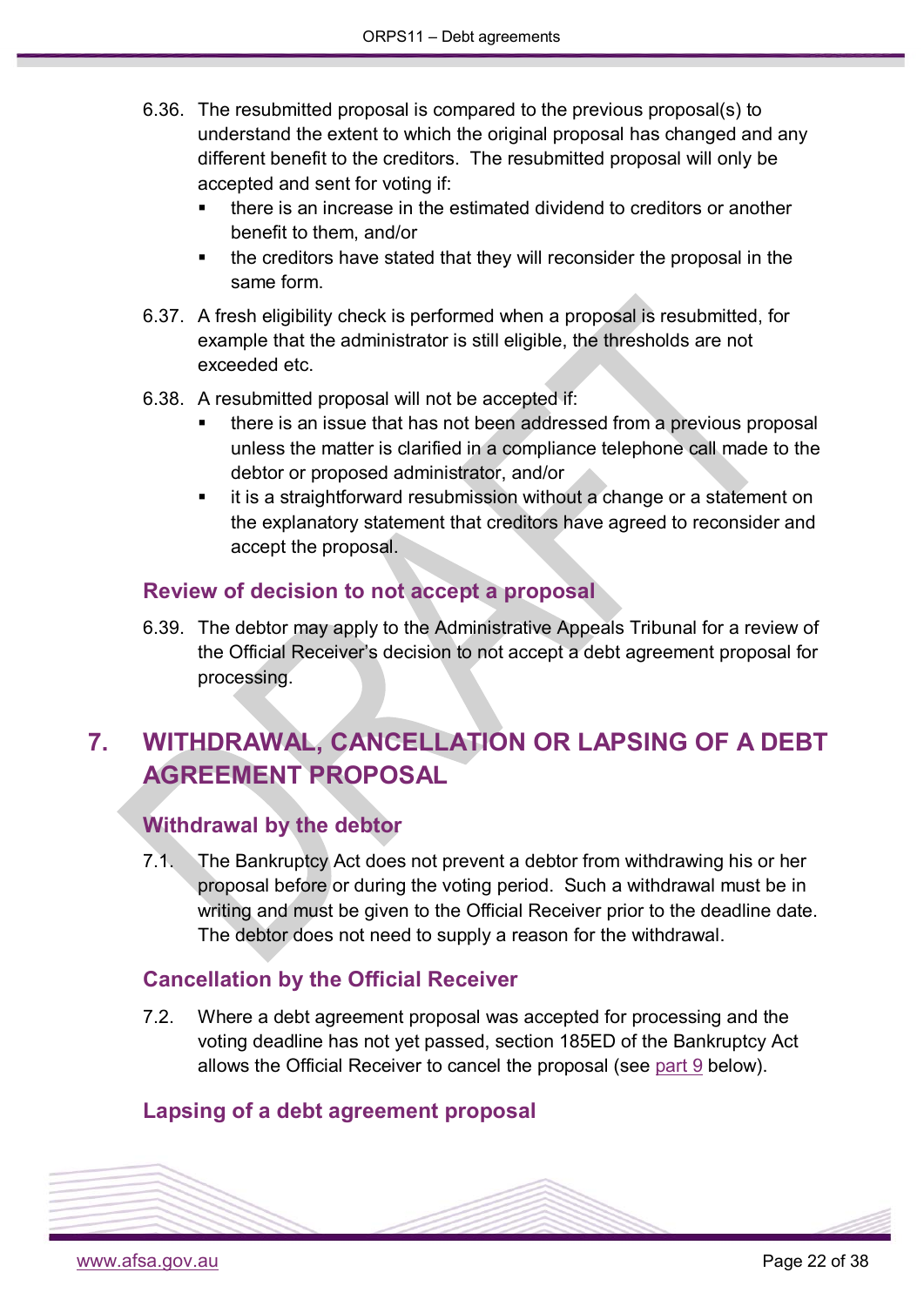6.36. The resubmitted proposal is compared to the previous proposal(s) to understand the extent to which the original proposal has changed and any different benefit to the creditors. The resubmitted proposal will only be accepted and sent for voting if:

- there is an increase in the estimated dividend to creditors or another benefit to them, and/or
- the creditors have stated that they will reconsider the proposal in the same form.

6.37. A fresh eligibility check is performed when a proposal is resubmitted, for example that the administrator is still eligible, the thresholds are not exceeded etc.

6.38. A resubmitted proposal will not be accepted if:

- there is an issue that has not been addressed from a previous proposal unless the matter is clarified in a compliance telephone call made to the debtor or proposed administrator, and/or
- it is a straightforward resubmission without a change or a statement on the explanatory statement that creditors have agreed to reconsider and accept the proposal.

### Review of decision to not accept a proposal

6.39. The debtor may apply to the Administrative Appeals Tribunal for a review of the Official Receiver's decision to not accept a debt agreement proposal for processing.

## 7. WITHDRAWAL, CANCELLATION OR LAPSING OF A DEBT AGREEMENT PROPOSAL

### Withdrawal by the debtor

7.1. The Bankruptcy Act does not prevent a debtor from withdrawing his or her proposal before or during the voting period. Such a withdrawal must be in writing and must be given to the Official Receiver prior to the deadline date. The debtor does not need to supply a reason for the withdrawal.

### Cancellation by the Official Receiver

7.2. Where a debt agreement proposal was accepted for processing and the voting deadline has not yet passed, section 185ED of the Bankruptcy Act allows the Official Receiver to cancel the proposal (see part 9 below).

### Lapsing of a debt agreement proposal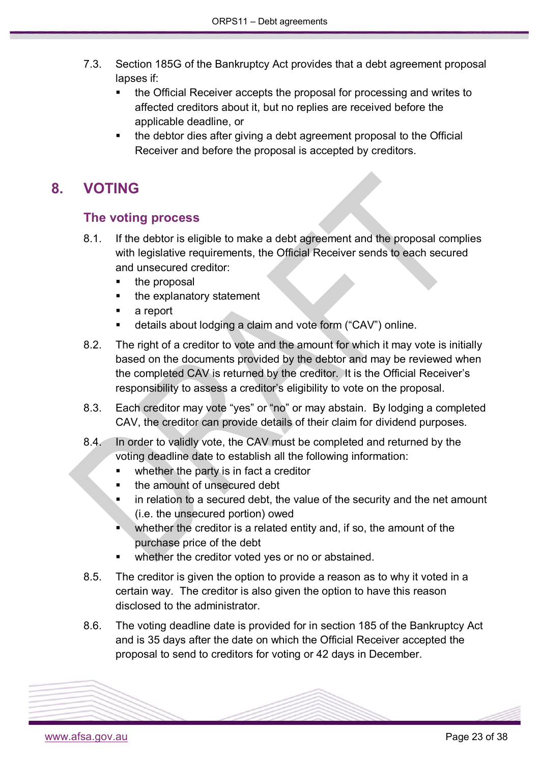7.3. Section 185G of the Bankruptcy Act provides that a debt agreement proposal lapses if:

- the Official Receiver accepts the proposal for processing and writes to affected creditors about it, but no replies are received before the applicable deadline, or
- the debtor dies after giving a debt agreement proposal to the Official Receiver and before the proposal is accepted by creditors.

# 8. VOTING

## The voting process

8.1. If the debtor is eligible to make a debt agreement and the proposal complies with legislative requirements, the Official Receiver sends to each secured and unsecured creditor:

- the proposal
- the explanatory statement
- a report
- details about lodging a claim and vote form ("CAV") online.

8.2. The right of a creditor to vote and the amount for which it may vote is initially based on the documents provided by the debtor and may be reviewed when the completed CAV is returned by the creditor. It is the Official Receiver's responsibility to assess a creditor's eligibility to vote on the proposal.

8.3. Each creditor may vote "yes" or "no" or may abstain. By lodging a completed CAV, the creditor can provide details of their claim for dividend purposes.

8.4. In order to validly vote, the CAV must be completed and returned by the voting deadline date to establish all the following information:

- whether the party is in fact a creditor
- the amount of unsecured debt
- in relation to a secured debt, the value of the security and the net amount (i.e. the unsecured portion) owed
- whether the creditor is a related entity and, if so, the amount of the purchase price of the debt
- whether the creditor voted yes or no or abstained.

8.5. The creditor is given the option to provide a reason as to why it voted in a certain way. The creditor is also given the option to have this reason disclosed to the administrator.

8.6. The voting deadline date is provided for in section 185 of the Bankruptcy Act and is 35 days after the date on which the Official Receiver accepted the proposal to send to creditors for voting or 42 days in December.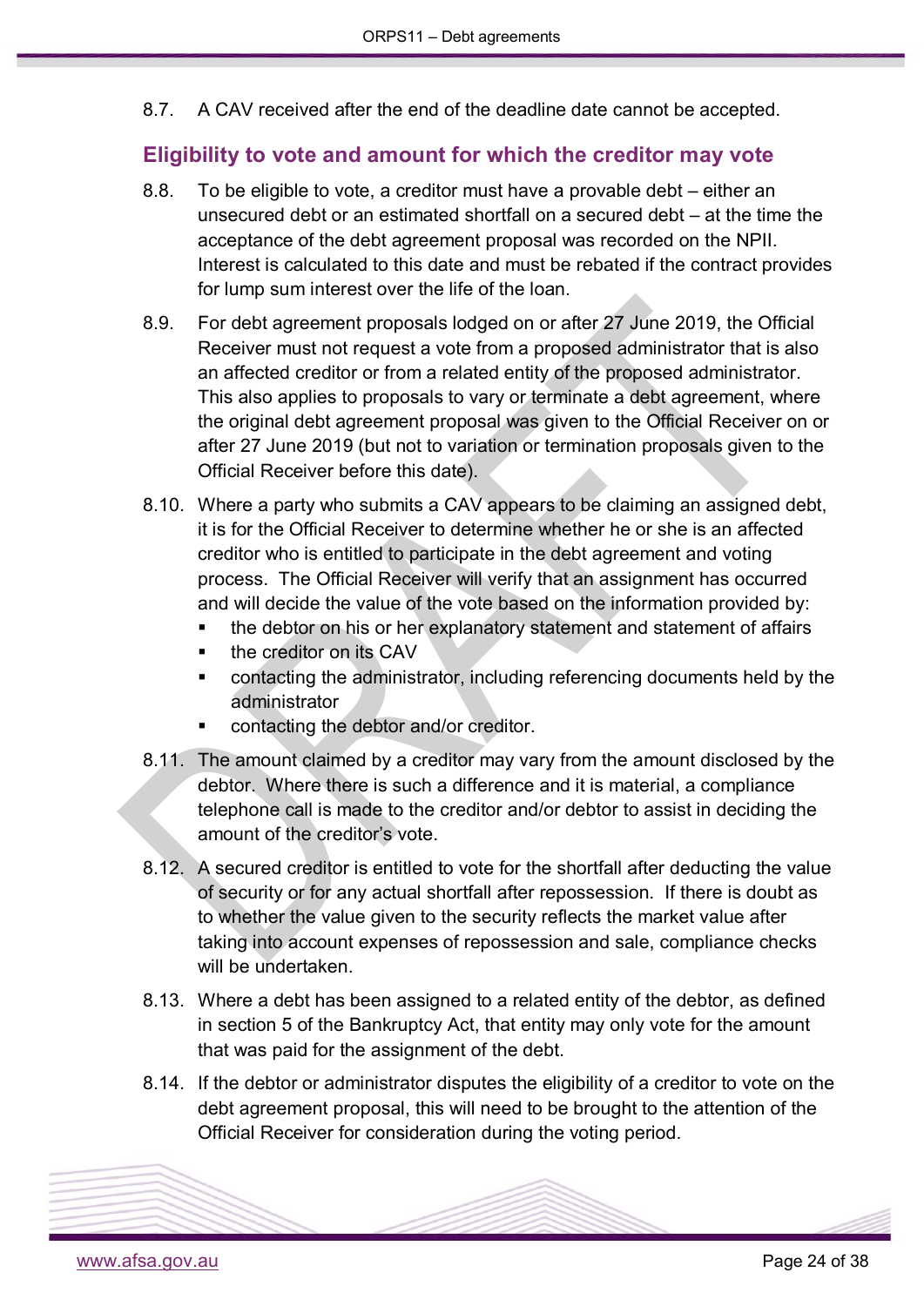8.7. A CAV received after the end of the deadline date cannot be accepted.

## Eligibility to vote and amount for which the creditor may vote

8.8. To be eligible to vote, a creditor must have a provable debt – either an unsecured debt or an estimated shortfall on a secured debt – at the time the acceptance of the debt agreement proposal was recorded on the NPII. Interest is calculated to this date and must be rebated if the contract provides for lump sum interest over the life of the loan.

8.9. For debt agreement proposals lodged on or after 27 June 2019, the Official Receiver must not request a vote from a proposed administrator that is also an affected creditor or from a related entity of the proposed administrator. This also applies to proposals to vary or terminate a debt agreement, where the original debt agreement proposal was given to the Official Receiver on or after 27 June 2019 (but not to variation or termination proposals given to the Official Receiver before this date).

8.10. Where a party who submits a CAV appears to be claiming an assigned debt, it is for the Official Receiver to determine whether he or she is an affected creditor who is entitled to participate in the debt agreement and voting process. The Official Receiver will verify that an assignment has occurred and will decide the value of the vote based on the information provided by:

- the debtor on his or her explanatory statement and statement of affairs
- the creditor on its CAV
- contacting the administrator, including referencing documents held by the administrator
- contacting the debtor and/or creditor.

8.11. The amount claimed by a creditor may vary from the amount disclosed by the debtor. Where there is such a difference and it is material, a compliance telephone call is made to the creditor and/or debtor to assist in deciding the amount of the creditor's vote.

8.12. A secured creditor is entitled to vote for the shortfall after deducting the value of security or for any actual shortfall after repossession. If there is doubt as to whether the value given to the security reflects the market value after taking into account expenses of repossession and sale, compliance checks will be undertaken.

8.13. Where a debt has been assigned to a related entity of the debtor, as defined in section 5 of the Bankruptcy Act, that entity may only vote for the amount that was paid for the assignment of the debt.

8.14. If the debtor or administrator disputes the eligibility of a creditor to vote on the debt agreement proposal, this will need to be brought to the attention of the Official Receiver for consideration during the voting period.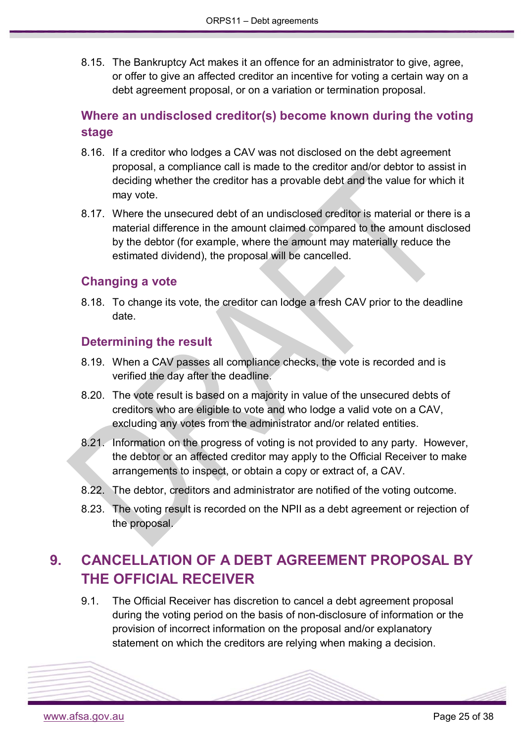8.15. The Bankruptcy Act makes it an offence for an administrator to give, agree, or offer to give an affected creditor an incentive for voting a certain way on a debt agreement proposal, or on a variation or termination proposal.

### Where an undisclosed creditor(s) become known during the voting stage

8.16. If a creditor who lodges a CAV was not disclosed on the debt agreement proposal, a compliance call is made to the creditor and/or debtor to assist in deciding whether the creditor has a provable debt and the value for which it may vote.

8.17. Where the unsecured debt of an undisclosed creditor is material or there is a material difference in the amount claimed compared to the amount disclosed by the debtor (for example, where the amount may materially reduce the estimated dividend), the proposal will be cancelled.

### Changing a vote

8.18. To change its vote, the creditor can lodge a fresh CAV prior to the deadline date.

### Determining the result

8.19. When a CAV passes all compliance checks, the vote is recorded and is verified the day after the deadline.

8.20. The vote result is based on a majority in value of the unsecured debts of creditors who are eligible to vote and who lodge a valid vote on a CAV, excluding any votes from the administrator and/or related entities.

8.21. Information on the progress of voting is not provided to any party. However, the debtor or an affected creditor may apply to the Official Receiver to make arrangements to inspect, or obtain a copy or extract of, a CAV.

8.22. The debtor, creditors and administrator are notified of the voting outcome.

8.23. The voting result is recorded on the NPII as a debt agreement or rejection of the proposal.

## 9. CANCELLATION OF A DEBT AGREEMENT PROPOSAL BY THE OFFICIAL RECEIVER

9.1. The Official Receiver has discretion to cancel a debt agreement proposal during the voting period on the basis of non-disclosure of information or the provision of incorrect information on the proposal and/or explanatory statement on which the creditors are relying when making a decision.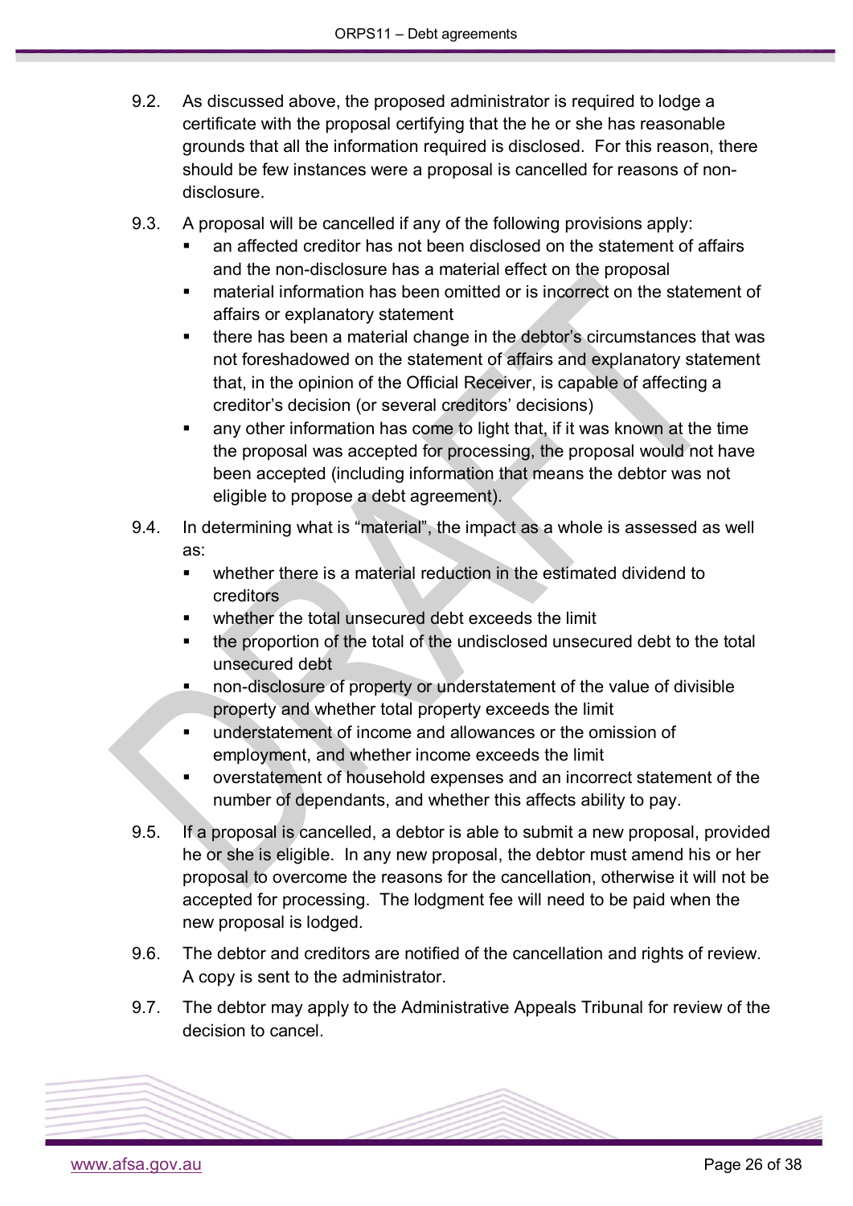9.2. As discussed above, the proposed administrator is required to lodge a certificate with the proposal certifying that the he or she has reasonable grounds that all the information required is disclosed. For this reason, there should be few instances were a proposal is cancelled for reasons of non-disclosure.

9.3. A proposal will be cancelled if any of the following provisions apply:

- an affected creditor has not been disclosed on the statement of affairs and the non-disclosure has a material effect on the proposal
- material information has been omitted or is incorrect on the statement of affairs or explanatory statement
- there has been a material change in the debtor's circumstances that was not foreshadowed on the statement of affairs and explanatory statement that, in the opinion of the Official Receiver, is capable of affecting a creditor's decision (or several creditors' decisions)
- any other information has come to light that, if it was known at the time the proposal was accepted for processing, the proposal would not have been accepted (including information that means the debtor was not eligible to propose a debt agreement).

9.4. In determining what is "material", the impact as a whole is assessed as well as:

- whether there is a material reduction in the estimated dividend to creditors
- whether the total unsecured debt exceeds the limit
- the proportion of the total of the undisclosed unsecured debt to the total unsecured debt
- non-disclosure of property or understatement of the value of divisible property and whether total property exceeds the limit
- understatement of income and allowances or the omission of employment, and whether income exceeds the limit
- overstatement of household expenses and an incorrect statement of the number of dependants, and whether this affects ability to pay.

9.5. If a proposal is cancelled, a debtor is able to submit a new proposal, provided he or she is eligible. In any new proposal, the debtor must amend his or her proposal to overcome the reasons for the cancellation, otherwise it will not be accepted for processing. The lodgment fee will need to be paid when the new proposal is lodged.

9.6. The debtor and creditors are notified of the cancellation and rights of review. A copy is sent to the administrator.

9.7. The debtor may apply to the Administrative Appeals Tribunal for review of the decision to cancel.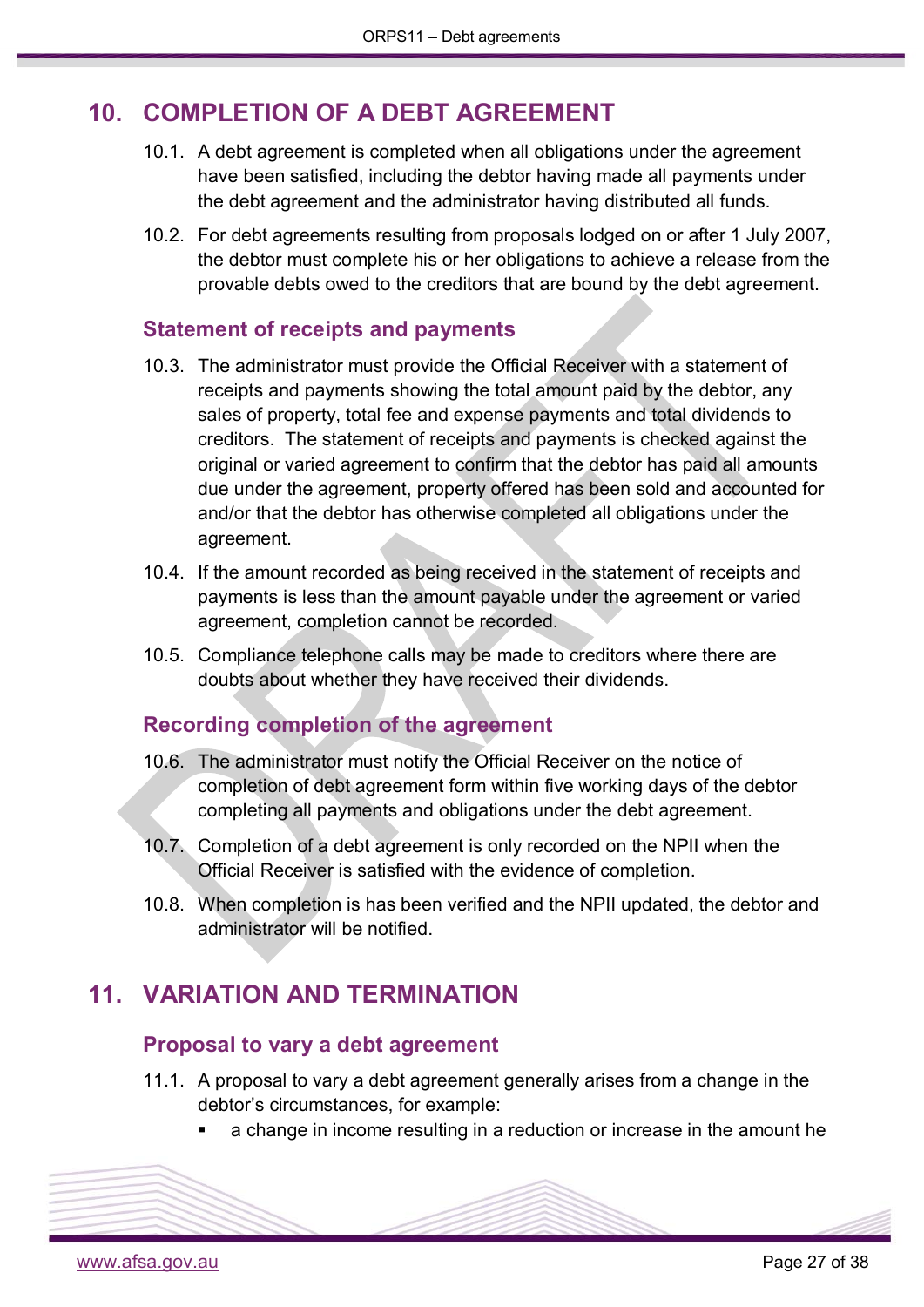# 10. COMPLETION OF A DEBT AGREEMENT

10.1. A debt agreement is completed when all obligations under the agreement have been satisfied, including the debtor having made all payments under the debt agreement and the administrator having distributed all funds.

10.2. For debt agreements resulting from proposals lodged on or after 1 July 2007, the debtor must complete his or her obligations to achieve a release from the provable debts owed to the creditors that are bound by the debt agreement.

## Statement of receipts and payments

10.3. The administrator must provide the Official Receiver with a statement of receipts and payments showing the total amount paid by the debtor, any sales of property, total fee and expense payments and total dividends to creditors. The statement of receipts and payments is checked against the original or varied agreement to confirm that the debtor has paid all amounts due under the agreement, property offered has been sold and accounted for and/or that the debtor has otherwise completed all obligations under the agreement.

10.4. If the amount recorded as being received in the statement of receipts and payments is less than the amount payable under the agreement or varied agreement, completion cannot be recorded.

10.5. Compliance telephone calls may be made to creditors where there are doubts about whether they have received their dividends.

## Recording completion of the agreement

10.6. The administrator must notify the Official Receiver on the notice of completion of debt agreement form within five working days of the debtor completing all payments and obligations under the debt agreement.

10.7. Completion of a debt agreement is only recorded on the NPII when the Official Receiver is satisfied with the evidence of completion.

10.8. When completion is has been verified and the NPII updated, the debtor and administrator will be notified.

# 11. VARIATION AND TERMINATION

## Proposal to vary a debt agreement

11.1. A proposal to vary a debt agreement generally arises from a change in the debtor's circumstances, for example:

- a change in income resulting in a reduction or increase in the amount he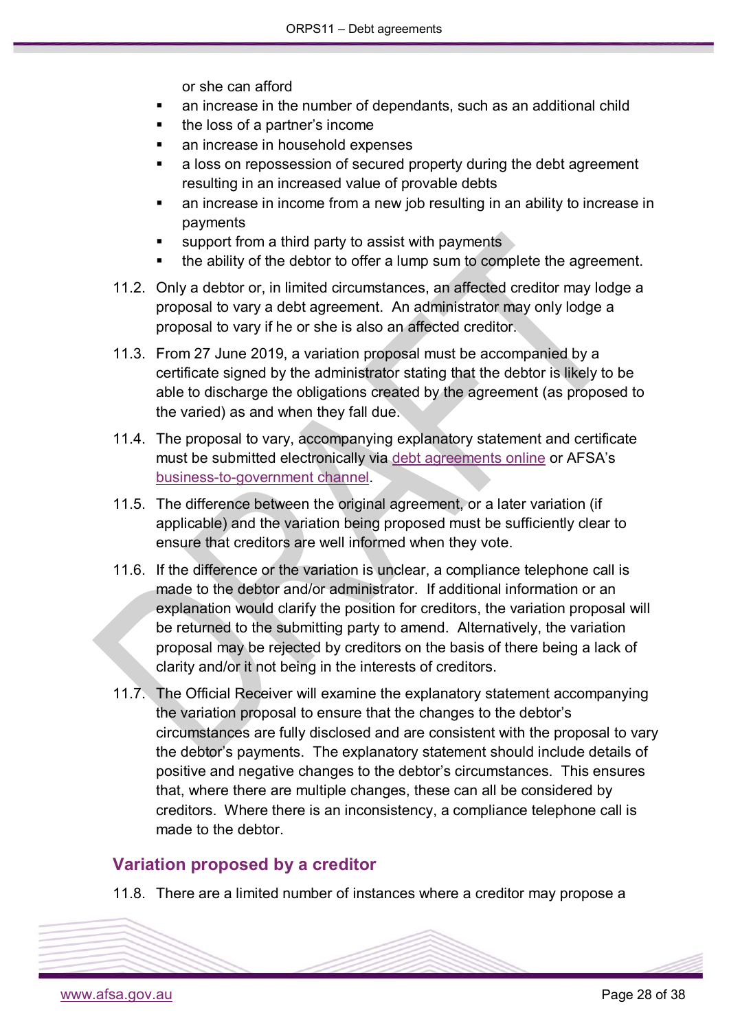or she can afford

- an increase in the number of dependants, such as an additional child
- the loss of a partner's income
- an increase in household expenses
- a loss on repossession of secured property during the debt agreement resulting in an increased value of provable debts
- an increase in income from a new job resulting in an ability to increase in payments
- support from a third party to assist with payments
- the ability of the debtor to offer a lump sum to complete the agreement.

11.2. Only a debtor or, in limited circumstances, an affected creditor may lodge a proposal to vary a debt agreement. An administrator may only lodge a proposal to vary if he or she is also an affected creditor.

11.3. From 27 June 2019, a variation proposal must be accompanied by a certificate signed by the administrator stating that the debtor is likely to be able to discharge the obligations created by the agreement (as proposed to the varied) as and when they fall due.

11.4. The proposal to vary, accompanying explanatory statement and certificate must be submitted electronically via debt agreements online or AFSA's business-to-government channel.

11.5. The difference between the original agreement, or a later variation (if applicable) and the variation being proposed must be sufficiently clear to ensure that creditors are well informed when they vote.

11.6. If the difference or the variation is unclear, a compliance telephone call is made to the debtor and/or administrator. If additional information or an explanation would clarify the position for creditors, the variation proposal will be returned to the submitting party to amend. Alternatively, the variation proposal may be rejected by creditors on the basis of there being a lack of clarity and/or it not being in the interests of creditors.

11.7. The Official Receiver will examine the explanatory statement accompanying the variation proposal to ensure that the changes to the debtor's circumstances are fully disclosed and are consistent with the proposal to vary the debtor's payments. The explanatory statement should include details of positive and negative changes to the debtor's circumstances. This ensures that, where there are multiple changes, these can all be considered by creditors. Where there is an inconsistency, a compliance telephone call is made to the debtor.

## Variation proposed by a creditor

11.8. There are a limited number of instances where a creditor may propose a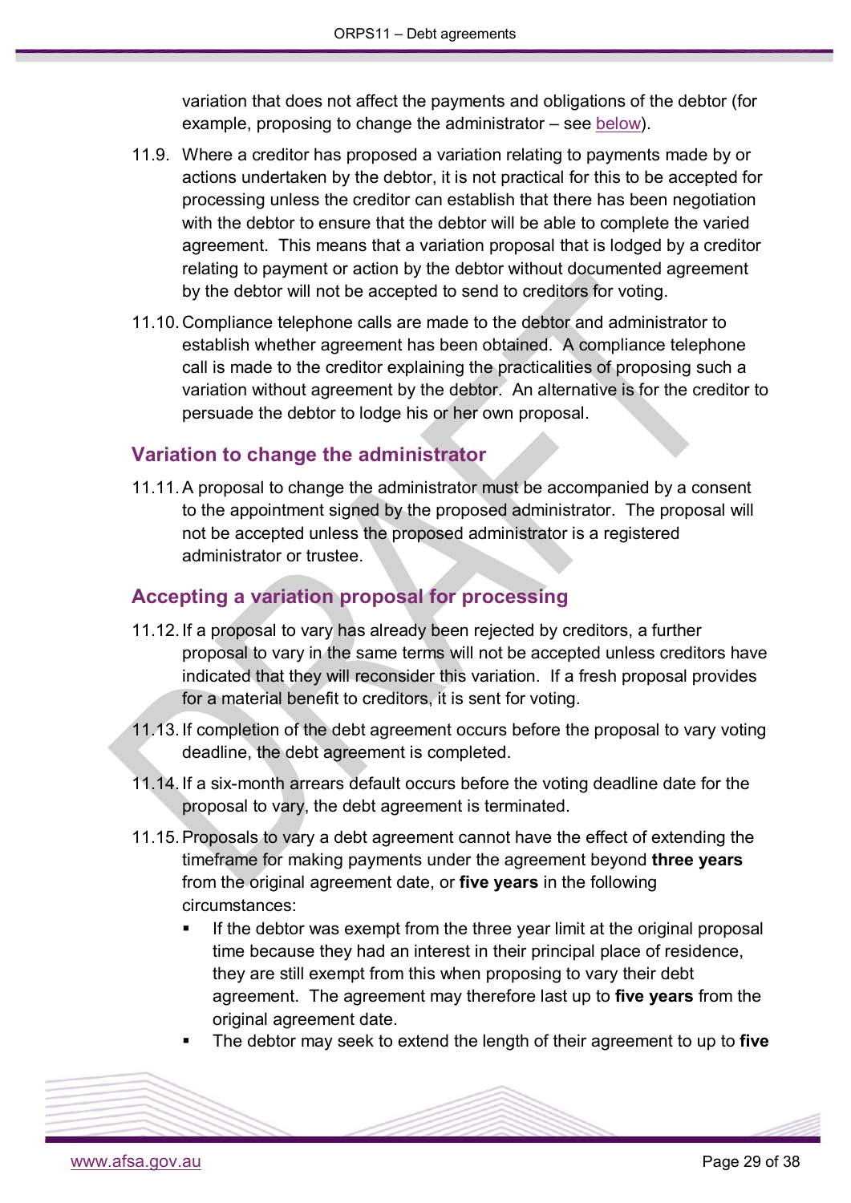variation that does not affect the payments and obligations of the debtor (for example, proposing to change the administrator – see below).

11.9. Where a creditor has proposed a variation relating to payments made by or actions undertaken by the debtor, it is not practical for this to be accepted for processing unless the creditor can establish that there has been negotiation with the debtor to ensure that the debtor will be able to complete the varied agreement. This means that a variation proposal that is lodged by a creditor relating to payment or action by the debtor without documented agreement by the debtor will not be accepted to send to creditors for voting.

11.10. Compliance telephone calls are made to the debtor and administrator to establish whether agreement has been obtained. A compliance telephone call is made to the creditor explaining the practicalities of proposing such a variation without agreement by the debtor. An alternative is for the creditor to persuade the debtor to lodge his or her own proposal.

## Variation to change the administrator

11.11. A proposal to change the administrator must be accompanied by a consent to the appointment signed by the proposed administrator. The proposal will not be accepted unless the proposed administrator is a registered administrator or trustee.

## Accepting a variation proposal for processing

11.12. If a proposal to vary has already been rejected by creditors, a further proposal to vary in the same terms will not be accepted unless creditors have indicated that they will reconsider this variation. If a fresh proposal provides for a material benefit to creditors, it is sent for voting.

11.13. If completion of the debt agreement occurs before the proposal to vary voting deadline, the debt agreement is completed.

11.14. If a six-month arrears default occurs before the voting deadline date for the proposal to vary, the debt agreement is terminated.

11.15. Proposals to vary a debt agreement cannot have the effect of extending the timeframe for making payments under the agreement beyond **three years** from the original agreement date, or **five years** in the following circumstances:

- If the debtor was exempt from the three year limit at the original proposal time because they had an interest in their principal place of residence, they are still exempt from this when proposing to vary their debt agreement. The agreement may therefore last up to **five years** from the original agreement date.
- The debtor may seek to extend the length of their agreement to up to **five**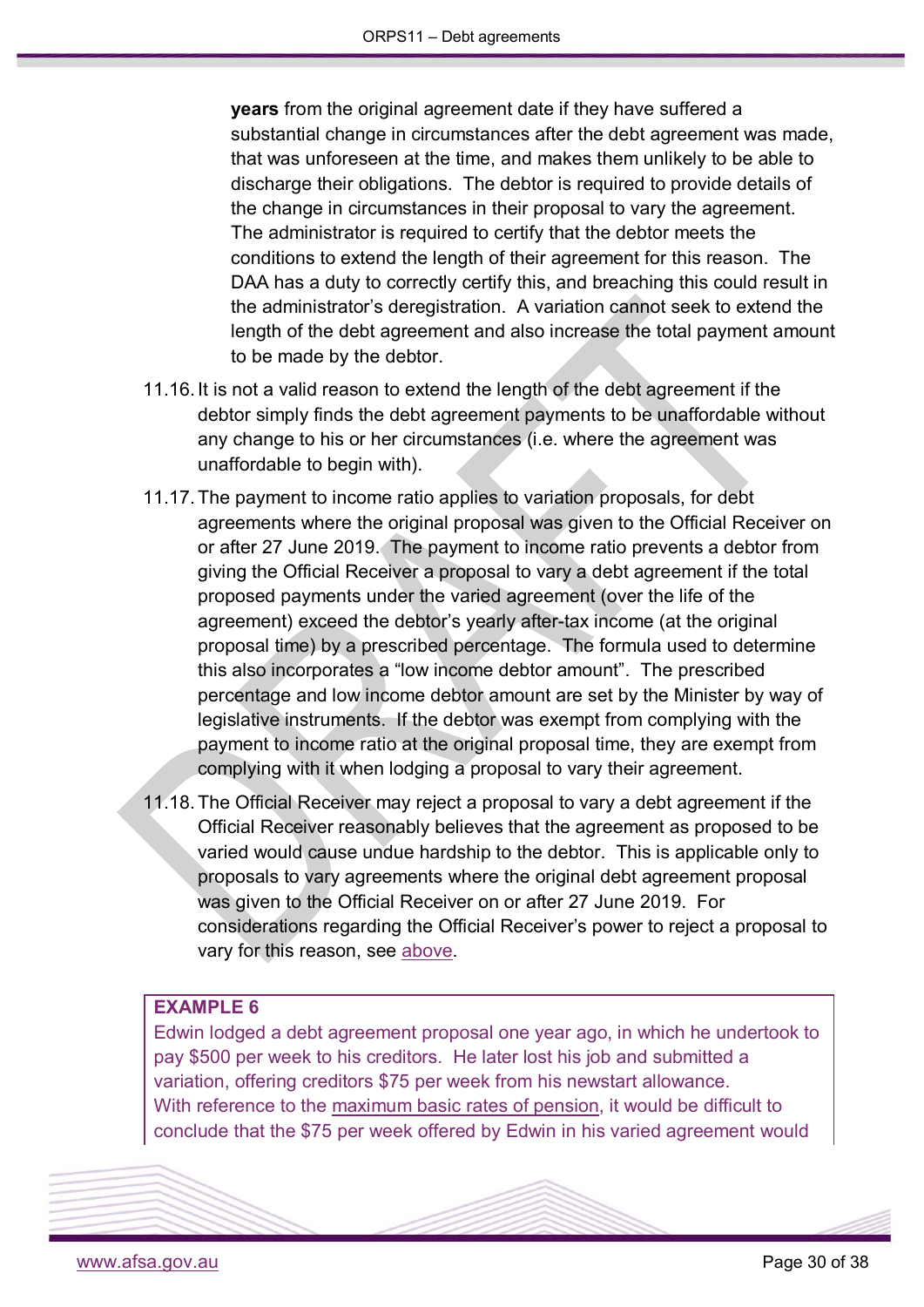**years** from the original agreement date if they have suffered a substantial change in circumstances after the debt agreement was made, that was unforeseen at the time, and makes them unlikely to be able to discharge their obligations. The debtor is required to provide details of the change in circumstances in their proposal to vary the agreement. The administrator is required to certify that the debtor meets the conditions to extend the length of their agreement for this reason. The DAA has a duty to correctly certify this, and breaching this could result in the administrator's deregistration. A variation cannot seek to extend the length of the debt agreement and also increase the total payment amount to be made by the debtor.

11.16. It is not a valid reason to extend the length of the debt agreement if the debtor simply finds the debt agreement payments to be unaffordable without any change to his or her circumstances (i.e. where the agreement was unaffordable to begin with).

11.17. The payment to income ratio applies to variation proposals, for debt agreements where the original proposal was given to the Official Receiver on or after 27 June 2019. The payment to income ratio prevents a debtor from giving the Official Receiver a proposal to vary a debt agreement if the total proposed payments under the varied agreement (over the life of the agreement) exceed the debtor's yearly after-tax income (at the original proposal time) by a prescribed percentage. The formula used to determine this also incorporates a "low income debtor amount". The prescribed percentage and low income debtor amount are set by the Minister by way of legislative instruments. If the debtor was exempt from complying with the payment to income ratio at the original proposal time, they are exempt from complying with it when lodging a proposal to vary their agreement.

11.18. The Official Receiver may reject a proposal to vary a debt agreement if the Official Receiver reasonably believes that the agreement as proposed to be varied would cause undue hardship to the debtor. This is applicable only to proposals to vary agreements where the original debt agreement proposal was given to the Official Receiver on or after 27 June 2019. For considerations regarding the Official Receiver's power to reject a proposal to vary for this reason, see above.

**EXAMPLE 6**

Edwin lodged a debt agreement proposal one year ago, in which he undertook to pay $500 per week to his creditors. He later lost his job and submitted a variation, offering creditors $75 per week from his newstart allowance. With reference to the maximum basic rates of pension, it would be difficult to conclude that the $75 per week offered by Edwin in his varied agreement would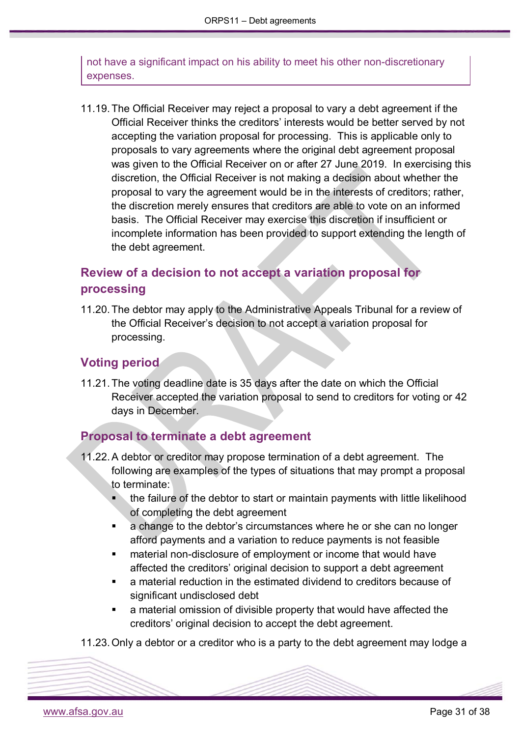not have a significant impact on his ability to meet his other non-discretionary expenses.

11.19. The Official Receiver may reject a proposal to vary a debt agreement if the Official Receiver thinks the creditors' interests would be better served by not accepting the variation proposal for processing. This is applicable only to proposals to vary agreements where the original debt agreement proposal was given to the Official Receiver on or after 27 June 2019. In exercising this discretion, the Official Receiver is not making a decision about whether the proposal to vary the agreement would be in the interests of creditors; rather, the discretion merely ensures that creditors are able to vote on an informed basis. The Official Receiver may exercise this discretion if insufficient or incomplete information has been provided to support extending the length of the debt agreement.

## Review of a decision to not accept a variation proposal for processing

11.20. The debtor may apply to the Administrative Appeals Tribunal for a review of the Official Receiver's decision to not accept a variation proposal for processing.

## Voting period

11.21. The voting deadline date is 35 days after the date on which the Official Receiver accepted the variation proposal to send to creditors for voting or 42 days in December.

## Proposal to terminate a debt agreement

11.22. A debtor or creditor may propose termination of a debt agreement. The following are examples of the types of situations that may prompt a proposal to terminate:

- the failure of the debtor to start or maintain payments with little likelihood of completing the debt agreement
- a change to the debtor's circumstances where he or she can no longer afford payments and a variation to reduce payments is not feasible
- material non-disclosure of employment or income that would have affected the creditors' original decision to support a debt agreement
- a material reduction in the estimated dividend to creditors because of significant undisclosed debt
- a material omission of divisible property that would have affected the creditors' original decision to accept the debt agreement.

11.23. Only a debtor or a creditor who is a party to the debt agreement may lodge a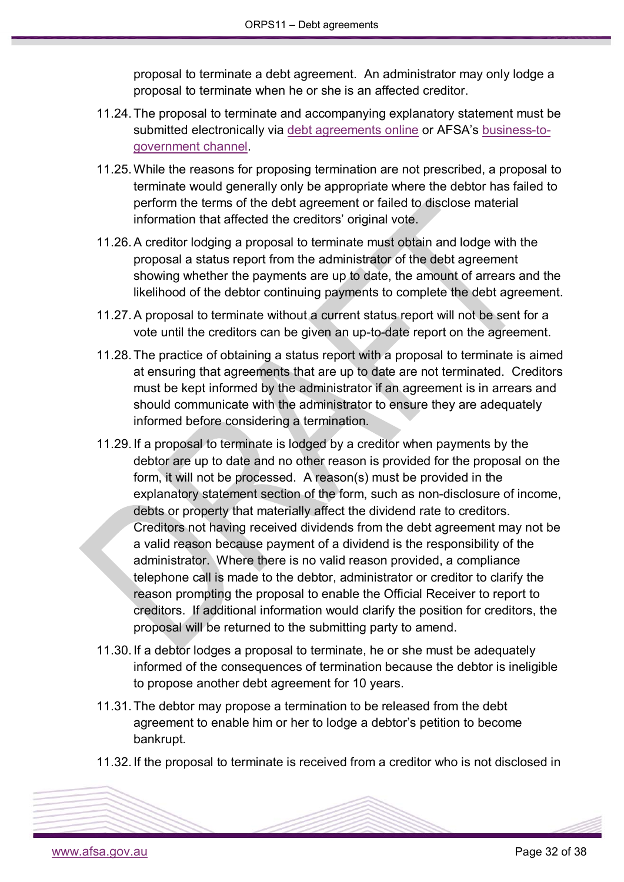proposal to terminate a debt agreement. An administrator may only lodge a proposal to terminate when he or she is an affected creditor.

11.24. The proposal to terminate and accompanying explanatory statement must be submitted electronically via debt agreements online or AFSA's business-to-government channel.

11.25. While the reasons for proposing termination are not prescribed, a proposal to terminate would generally only be appropriate where the debtor has failed to perform the terms of the debt agreement or failed to disclose material information that affected the creditors' original vote.

11.26. A creditor lodging a proposal to terminate must obtain and lodge with the proposal a status report from the administrator of the debt agreement showing whether the payments are up to date, the amount of arrears and the likelihood of the debtor continuing payments to complete the debt agreement.

11.27. A proposal to terminate without a current status report will not be sent for a vote until the creditors can be given an up-to-date report on the agreement.

11.28. The practice of obtaining a status report with a proposal to terminate is aimed at ensuring that agreements that are up to date are not terminated. Creditors must be kept informed by the administrator if an agreement is in arrears and should communicate with the administrator to ensure they are adequately informed before considering a termination.

11.29. If a proposal to terminate is lodged by a creditor when payments by the debtor are up to date and no other reason is provided for the proposal on the form, it will not be processed. A reason(s) must be provided in the explanatory statement section of the form, such as non-disclosure of income, debts or property that materially affect the dividend rate to creditors. Creditors not having received dividends from the debt agreement may not be a valid reason because payment of a dividend is the responsibility of the administrator. Where there is no valid reason provided, a compliance telephone call is made to the debtor, administrator or creditor to clarify the reason prompting the proposal to enable the Official Receiver to report to creditors. If additional information would clarify the position for creditors, the proposal will be returned to the submitting party to amend.

11.30. If a debtor lodges a proposal to terminate, he or she must be adequately informed of the consequences of termination because the debtor is ineligible to propose another debt agreement for 10 years.

11.31. The debtor may propose a termination to be released from the debt agreement to enable him or her to lodge a debtor's petition to become bankrupt.

11.32. If the proposal to terminate is received from a creditor who is not disclosed in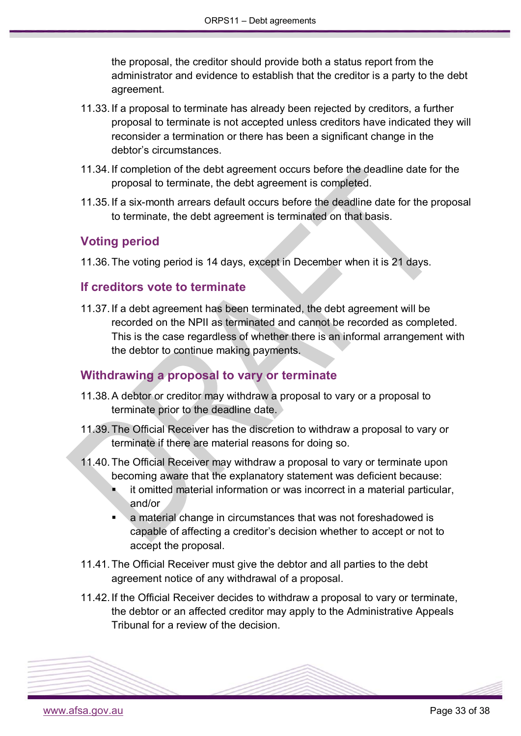the proposal, the creditor should provide both a status report from the administrator and evidence to establish that the creditor is a party to the debt agreement.

11.33. If a proposal to terminate has already been rejected by creditors, a further proposal to terminate is not accepted unless creditors have indicated they will reconsider a termination or there has been a significant change in the debtor's circumstances.

11.34. If completion of the debt agreement occurs before the deadline date for the proposal to terminate, the debt agreement is completed.

11.35. If a six-month arrears default occurs before the deadline date for the proposal to terminate, the debt agreement is terminated on that basis.

## Voting period

11.36. The voting period is 14 days, except in December when it is 21 days.

## If creditors vote to terminate

11.37. If a debt agreement has been terminated, the debt agreement will be recorded on the NPII as terminated and cannot be recorded as completed. This is the case regardless of whether there is an informal arrangement with the debtor to continue making payments.

## Withdrawing a proposal to vary or terminate

11.38. A debtor or creditor may withdraw a proposal to vary or a proposal to terminate prior to the deadline date.

11.39. The Official Receiver has the discretion to withdraw a proposal to vary or terminate if there are material reasons for doing so.

11.40. The Official Receiver may withdraw a proposal to vary or terminate upon becoming aware that the explanatory statement was deficient because:

- it omitted material information or was incorrect in a material particular, and/or
- a material change in circumstances that was not foreshadowed is capable of affecting a creditor's decision whether to accept or not to accept the proposal.

11.41. The Official Receiver must give the debtor and all parties to the debt agreement notice of any withdrawal of a proposal.

11.42. If the Official Receiver decides to withdraw a proposal to vary or terminate, the debtor or an affected creditor may apply to the Administrative Appeals Tribunal for a review of the decision.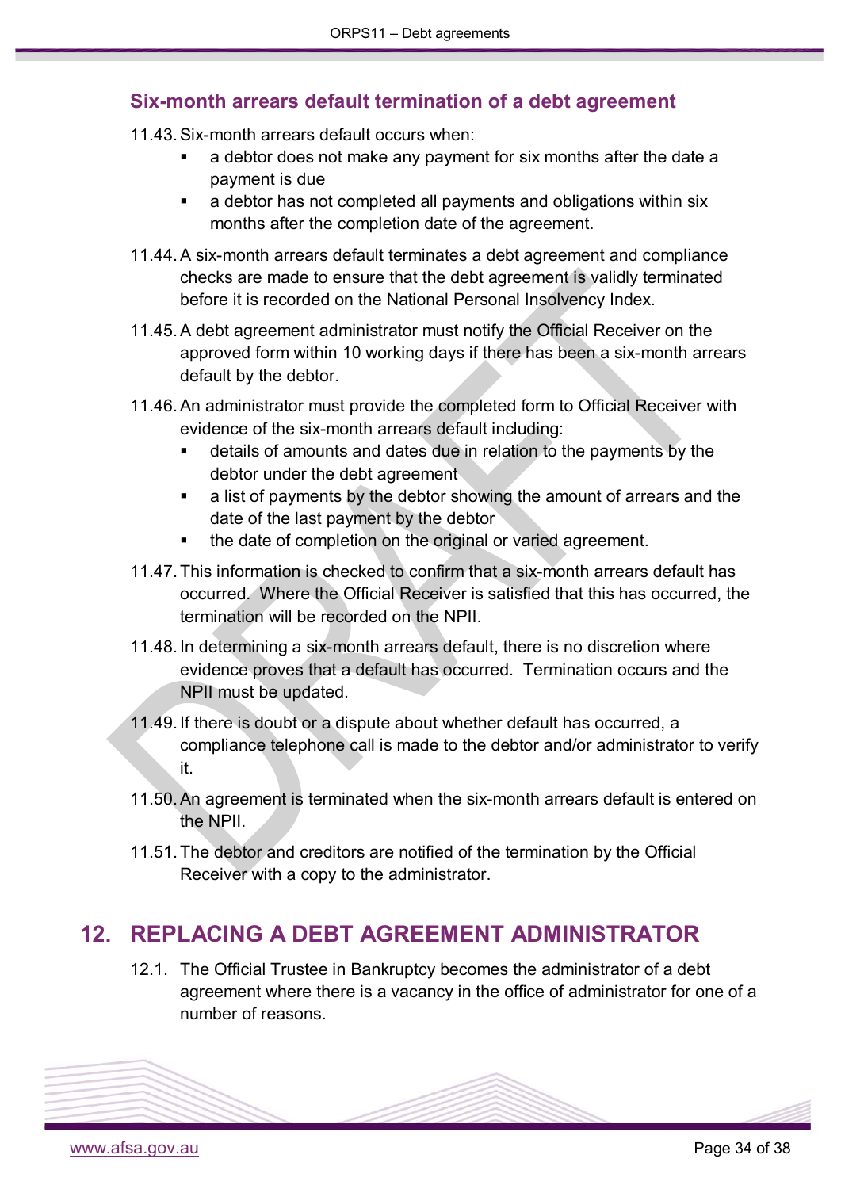### Six-month arrears default termination of a debt agreement

11.43. Six-month arrears default occurs when:

- a debtor does not make any payment for six months after the date a payment is due
- a debtor has not completed all payments and obligations within six months after the completion date of the agreement.

11.44. A six-month arrears default terminates a debt agreement and compliance checks are made to ensure that the debt agreement is validly terminated before it is recorded on the National Personal Insolvency Index.

11.45. A debt agreement administrator must notify the Official Receiver on the approved form within 10 working days if there has been a six-month arrears default by the debtor.

11.46. An administrator must provide the completed form to Official Receiver with evidence of the six-month arrears default including:

- details of amounts and dates due in relation to the payments by the debtor under the debt agreement
- a list of payments by the debtor showing the amount of arrears and the date of the last payment by the debtor
- the date of completion on the original or varied agreement.

11.47. This information is checked to confirm that a six-month arrears default has occurred. Where the Official Receiver is satisfied that this has occurred, the termination will be recorded on the NPII.

11.48. In determining a six-month arrears default, there is no discretion where evidence proves that a default has occurred. Termination occurs and the NPII must be updated.

11.49. If there is doubt or a dispute about whether default has occurred, a compliance telephone call is made to the debtor and/or administrator to verify it.

11.50. An agreement is terminated when the six-month arrears default is entered on the NPII.

11.51. The debtor and creditors are notified of the termination by the Official Receiver with a copy to the administrator.

## 12. REPLACING A DEBT AGREEMENT ADMINISTRATOR

12.1. The Official Trustee in Bankruptcy becomes the administrator of a debt agreement where there is a vacancy in the office of administrator for one of a number of reasons.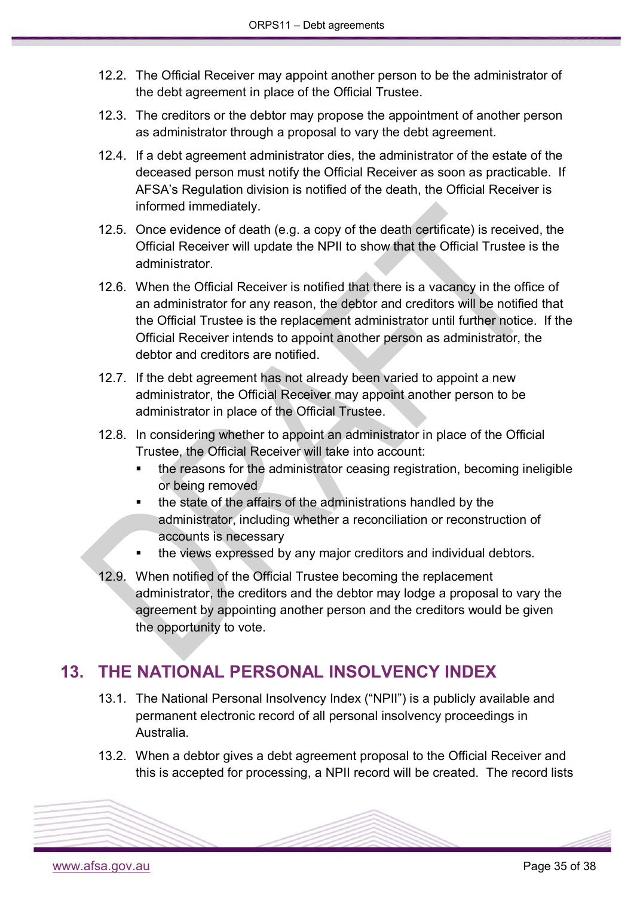12.2. The Official Receiver may appoint another person to be the administrator of the debt agreement in place of the Official Trustee.

12.3. The creditors or the debtor may propose the appointment of another person as administrator through a proposal to vary the debt agreement.

12.4. If a debt agreement administrator dies, the administrator of the estate of the deceased person must notify the Official Receiver as soon as practicable. If AFSA's Regulation division is notified of the death, the Official Receiver is informed immediately.

12.5. Once evidence of death (e.g. a copy of the death certificate) is received, the Official Receiver will update the NPII to show that the Official Trustee is the administrator.

12.6. When the Official Receiver is notified that there is a vacancy in the office of an administrator for any reason, the debtor and creditors will be notified that the Official Trustee is the replacement administrator until further notice. If the Official Receiver intends to appoint another person as administrator, the debtor and creditors are notified.

12.7. If the debt agreement has not already been varied to appoint a new administrator, the Official Receiver may appoint another person to be administrator in place of the Official Trustee.

12.8. In considering whether to appoint an administrator in place of the Official Trustee, the Official Receiver will take into account:

- the reasons for the administrator ceasing registration, becoming ineligible or being removed
- the state of the affairs of the administrations handled by the administrator, including whether a reconciliation or reconstruction of accounts is necessary
- the views expressed by any major creditors and individual debtors.

12.9. When notified of the Official Trustee becoming the replacement administrator, the creditors and the debtor may lodge a proposal to vary the agreement by appointing another person and the creditors would be given the opportunity to vote.

## 13. THE NATIONAL PERSONAL INSOLVENCY INDEX

13.1. The National Personal Insolvency Index ("NPII") is a publicly available and permanent electronic record of all personal insolvency proceedings in Australia.

13.2. When a debtor gives a debt agreement proposal to the Official Receiver and this is accepted for processing, a NPII record will be created. The record lists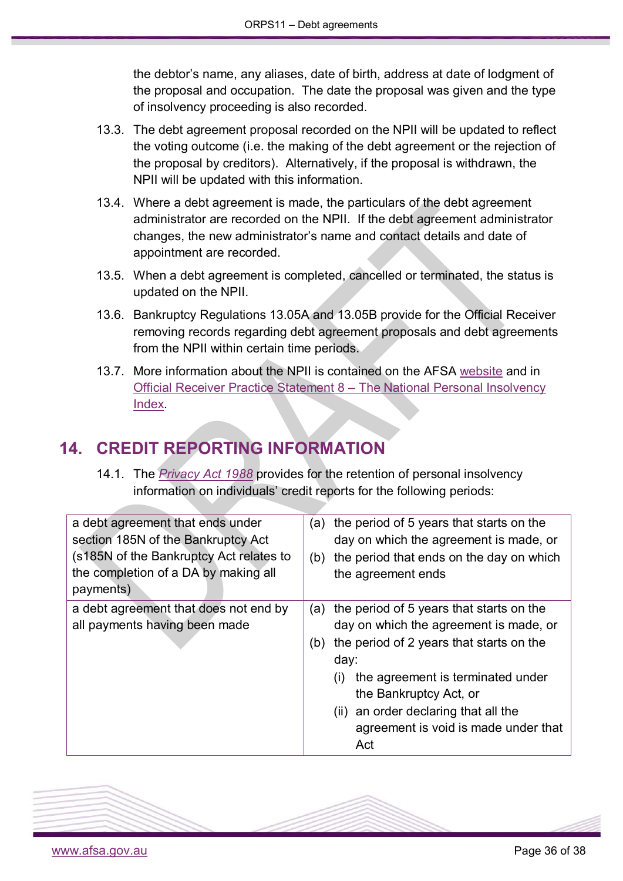the debtor's name, any aliases, date of birth, address at date of lodgment of the proposal and occupation. The date the proposal was given and the type of insolvency proceeding is also recorded.

13.3. The debt agreement proposal recorded on the NPII will be updated to reflect the voting outcome (i.e. the making of the debt agreement or the rejection of the proposal by creditors). Alternatively, if the proposal is withdrawn, the NPII will be updated with this information.

13.4. Where a debt agreement is made, the particulars of the debt agreement administrator are recorded on the NPII. If the debt agreement administrator changes, the new administrator's name and contact details and date of appointment are recorded.

13.5. When a debt agreement is completed, cancelled or terminated, the status is updated on the NPII.

13.6. Bankruptcy Regulations 13.05A and 13.05B provide for the Official Receiver removing records regarding debt agreement proposals and debt agreements from the NPII within certain time periods.

13.7. More information about the NPII is contained on the AFSA website and in Official Receiver Practice Statement 8 – The National Personal Insolvency Index.

## 14. CREDIT REPORTING INFORMATION

14.1. The *Privacy Act 1988* provides for the retention of personal insolvency information on individuals' credit reports for the following periods:

| | |
|---|---|
| a debt agreement that ends under section 185N of the Bankruptcy Act (s185N of the Bankruptcy Act relates to the completion of a DA by making all payments) | (a) the period of 5 years that starts on the day on which the agreement is made, or<br>(b) the period that ends on the day on which the agreement ends |
| a debt agreement that does not end by all payments having been made | (a) the period of 5 years that starts on the day on which the agreement is made, or<br>(b) the period of 2 years that starts on the day:<br>(i) the agreement is terminated under the Bankruptcy Act, or<br>(ii) an order declaring that all the agreement is void is made under that Act |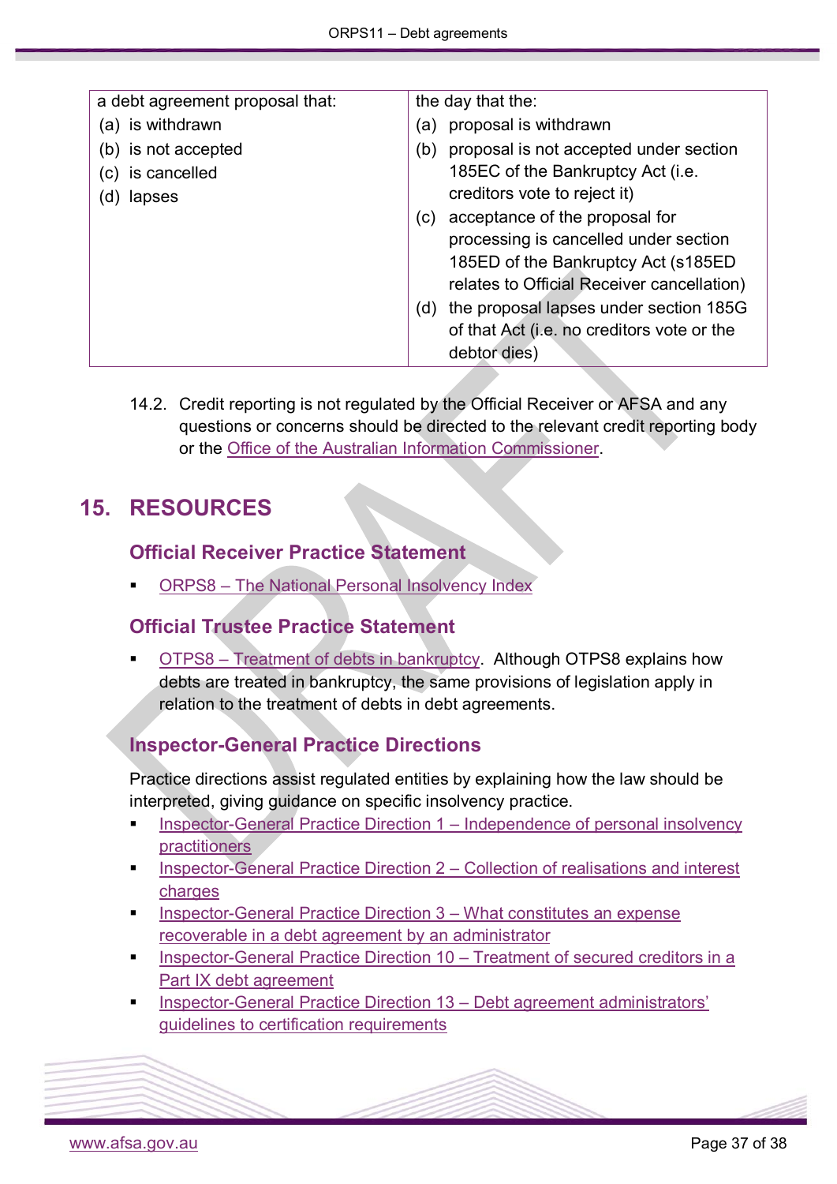| a debt agreement proposal that: | the day that the: |
|---|---|
| (a) is withdrawn<br>(b) is not accepted<br>(c) is cancelled<br>(d) lapses | (a) proposal is withdrawn<br>(b) proposal is not accepted under section 185EC of the Bankruptcy Act (i.e. creditors vote to reject it)<br>(c) acceptance of the proposal for processing is cancelled under section 185ED of the Bankruptcy Act (s185ED relates to Official Receiver cancellation)<br>(d) the proposal lapses under section 185G of that Act (i.e. no creditors vote or the debtor dies) |

14.2. Credit reporting is not regulated by the Official Receiver or AFSA and any questions or concerns should be directed to the relevant credit reporting body or the Office of the Australian Information Commissioner.

# 15. RESOURCES

## Official Receiver Practice Statement

- ORPS8 – The National Personal Insolvency Index

## Official Trustee Practice Statement

- OTPS8 – Treatment of debts in bankruptcy. Although OTPS8 explains how debts are treated in bankruptcy, the same provisions of legislation apply in relation to the treatment of debts in debt agreements.

## Inspector-General Practice Directions

Practice directions assist regulated entities by explaining how the law should be interpreted, giving guidance on specific insolvency practice.

- Inspector-General Practice Direction 1 – Independence of personal insolvency practitioners
- Inspector-General Practice Direction 2 – Collection of realisations and interest charges
- Inspector-General Practice Direction 3 – What constitutes an expense recoverable in a debt agreement by an administrator
- Inspector-General Practice Direction 10 – Treatment of secured creditors in a Part IX debt agreement
- Inspector-General Practice Direction 13 – Debt agreement administrators' guidelines to certification requirements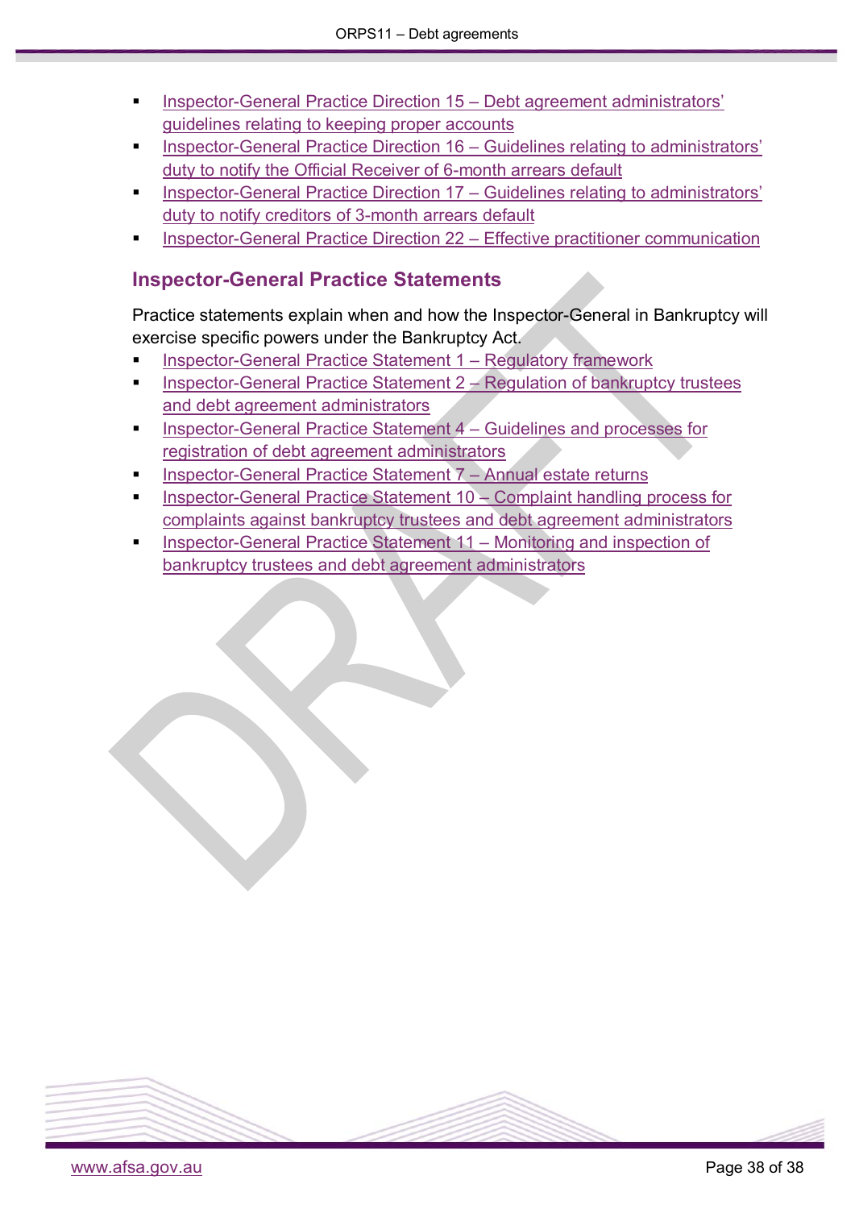- Inspector-General Practice Direction 15 – Debt agreement administrators' guidelines relating to keeping proper accounts
- Inspector-General Practice Direction 16 – Guidelines relating to administrators' duty to notify the Official Receiver of 6-month arrears default
- Inspector-General Practice Direction 17 – Guidelines relating to administrators' duty to notify creditors of 3-month arrears default
- Inspector-General Practice Direction 22 – Effective practitioner communication

## Inspector-General Practice Statements

Practice statements explain when and how the Inspector-General in Bankruptcy will exercise specific powers under the Bankruptcy Act.

- Inspector-General Practice Statement 1 – Regulatory framework
- Inspector-General Practice Statement 2 – Regulation of bankruptcy trustees and debt agreement administrators
- Inspector-General Practice Statement 4 – Guidelines and processes for registration of debt agreement administrators
- Inspector-General Practice Statement 7 – Annual estate returns
- Inspector-General Practice Statement 10 – Complaint handling process for complaints against bankruptcy trustees and debt agreement administrators
- Inspector-General Practice Statement 11 – Monitoring and inspection of bankruptcy trustees and debt agreement administrators